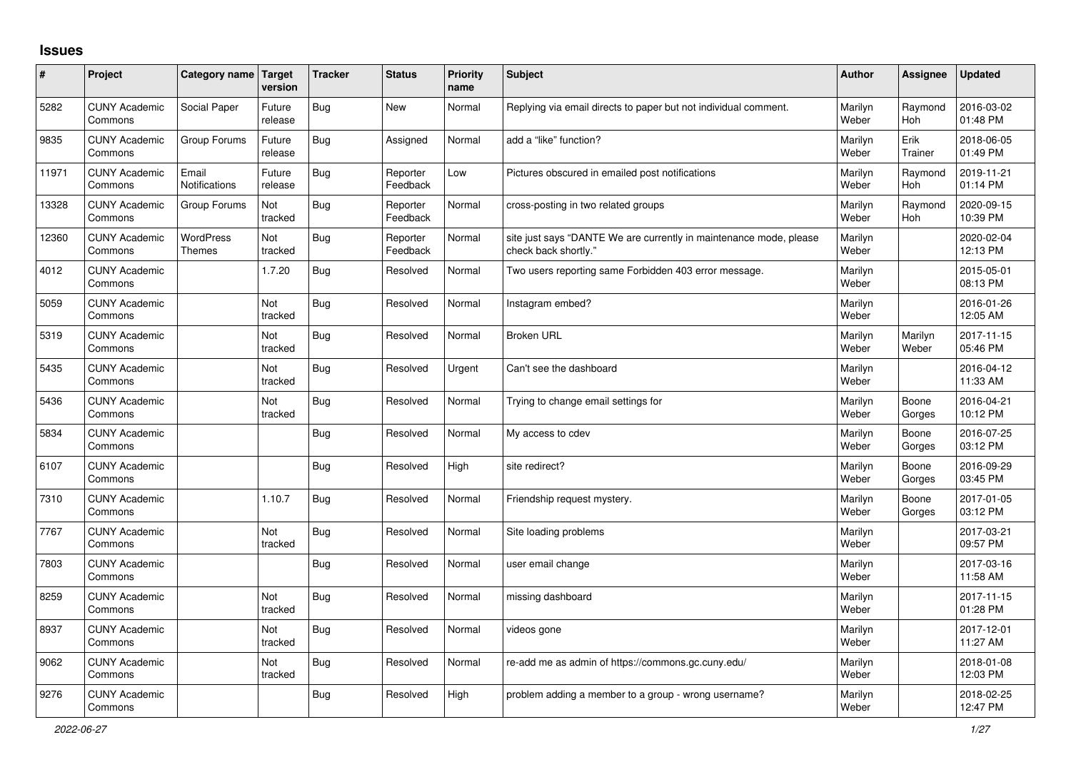# Issues

| # | Project | Category name | Target version | Tracker | Status | Priority name | Subject | Author | Assignee | Updated |
|---|---|---|---|---|---|---|---|---|---|---|
| 5282 | CUNY Academic Commons | Social Paper | Future release | Bug | New | Normal | Replying via email directs to paper but not individual comment. | Marilyn Weber | Raymond Hoh | 2016-03-02 01:48 PM |
| 9835 | CUNY Academic Commons | Group Forums | Future release | Bug | Assigned | Normal | add a "like" function? | Marilyn Weber | Erik Trainer | 2018-06-05 01:49 PM |
| 11971 | CUNY Academic Commons | Email Notifications | Future release | Bug | Reporter Feedback | Low | Pictures obscured in emailed post notifications | Marilyn Weber | Raymond Hoh | 2019-11-21 01:14 PM |
| 13328 | CUNY Academic Commons | Group Forums | Not tracked | Bug | Reporter Feedback | Normal | cross-posting in two related groups | Marilyn Weber | Raymond Hoh | 2020-09-15 10:39 PM |
| 12360 | CUNY Academic Commons | WordPress Themes | Not tracked | Bug | Reporter Feedback | Normal | site just says "DANTE We are currently in maintenance mode, please check back shortly." | Marilyn Weber | | 2020-02-04 12:13 PM |
| 4012 | CUNY Academic Commons | | 1.7.20 | Bug | Resolved | Normal | Two users reporting same Forbidden 403 error message. | Marilyn Weber | | 2015-05-01 08:13 PM |
| 5059 | CUNY Academic Commons | | Not tracked | Bug | Resolved | Normal | Instagram embed? | Marilyn Weber | | 2016-01-26 12:05 AM |
| 5319 | CUNY Academic Commons | | Not tracked | Bug | Resolved | Normal | Broken URL | Marilyn Weber | Marilyn Weber | 2017-11-15 05:46 PM |
| 5435 | CUNY Academic Commons | | Not tracked | Bug | Resolved | Urgent | Can't see the dashboard | Marilyn Weber | | 2016-04-12 11:33 AM |
| 5436 | CUNY Academic Commons | | Not tracked | Bug | Resolved | Normal | Trying to change email settings for | Marilyn Weber | Boone Gorges | 2016-04-21 10:12 PM |
| 5834 | CUNY Academic Commons | | | Bug | Resolved | Normal | My access to cdev | Marilyn Weber | Boone Gorges | 2016-07-25 03:12 PM |
| 6107 | CUNY Academic Commons | | | Bug | Resolved | High | site redirect? | Marilyn Weber | Boone Gorges | 2016-09-29 03:45 PM |
| 7310 | CUNY Academic Commons | | 1.10.7 | Bug | Resolved | Normal | Friendship request mystery. | Marilyn Weber | Boone Gorges | 2017-01-05 03:12 PM |
| 7767 | CUNY Academic Commons | | Not tracked | Bug | Resolved | Normal | Site loading problems | Marilyn Weber | | 2017-03-21 09:57 PM |
| 7803 | CUNY Academic Commons | | | Bug | Resolved | Normal | user email change | Marilyn Weber | | 2017-03-16 11:58 AM |
| 8259 | CUNY Academic Commons | | Not tracked | Bug | Resolved | Normal | missing dashboard | Marilyn Weber | | 2017-11-15 01:28 PM |
| 8937 | CUNY Academic Commons | | Not tracked | Bug | Resolved | Normal | videos gone | Marilyn Weber | | 2017-12-01 11:27 AM |
| 9062 | CUNY Academic Commons | | Not tracked | Bug | Resolved | Normal | re-add me as admin of https://commons.gc.cuny.edu/ | Marilyn Weber | | 2018-01-08 12:03 PM |
| 9276 | CUNY Academic Commons | | | Bug | Resolved | High | problem adding a member to a group - wrong username? | Marilyn Weber | | 2018-02-25 12:47 PM |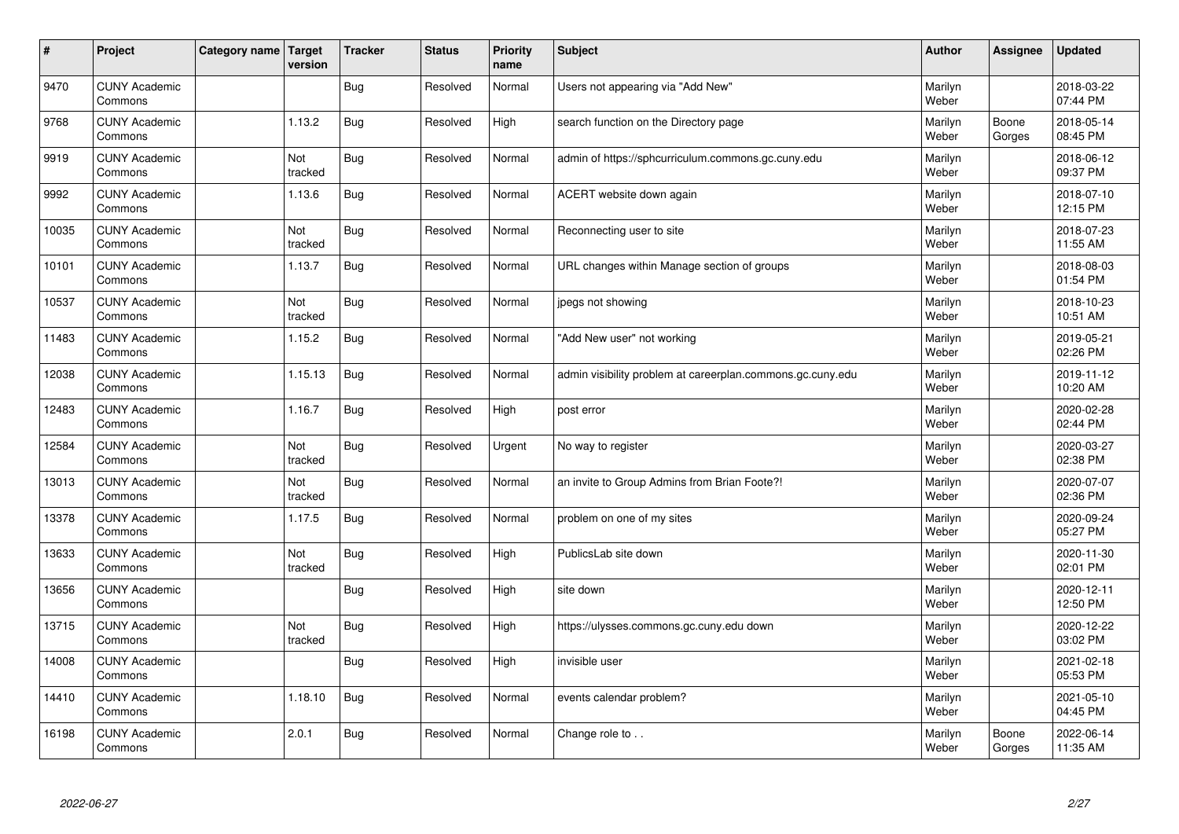| # | Project | Category name | Target version | Tracker | Status | Priority name | Subject | Author | Assignee | Updated |
| --- | --- | --- | --- | --- | --- | --- | --- | --- | --- | --- |
| 9470 | CUNY Academic Commons | | | Bug | Resolved | Normal | Users not appearing via "Add New" | Marilyn Weber | | 2018-03-22 07:44 PM |
| 9768 | CUNY Academic Commons | | 1.13.2 | Bug | Resolved | High | search function on the Directory page | Marilyn Weber | Boone Gorges | 2018-05-14 08:45 PM |
| 9919 | CUNY Academic Commons | | Not tracked | Bug | Resolved | Normal | admin of https://sphcurriculum.commons.gc.cuny.edu | Marilyn Weber | | 2018-06-12 09:37 PM |
| 9992 | CUNY Academic Commons | | 1.13.6 | Bug | Resolved | Normal | ACERT website down again | Marilyn Weber | | 2018-07-10 12:15 PM |
| 10035 | CUNY Academic Commons | | Not tracked | Bug | Resolved | Normal | Reconnecting user to site | Marilyn Weber | | 2018-07-23 11:55 AM |
| 10101 | CUNY Academic Commons | | 1.13.7 | Bug | Resolved | Normal | URL changes within Manage section of groups | Marilyn Weber | | 2018-08-03 01:54 PM |
| 10537 | CUNY Academic Commons | | Not tracked | Bug | Resolved | Normal | jpegs not showing | Marilyn Weber | | 2018-10-23 10:51 AM |
| 11483 | CUNY Academic Commons | | 1.15.2 | Bug | Resolved | Normal | "Add New user" not working | Marilyn Weber | | 2019-05-21 02:26 PM |
| 12038 | CUNY Academic Commons | | 1.15.13 | Bug | Resolved | Normal | admin visibility problem at careerplan.commons.gc.cuny.edu | Marilyn Weber | | 2019-11-12 10:20 AM |
| 12483 | CUNY Academic Commons | | 1.16.7 | Bug | Resolved | High | post error | Marilyn Weber | | 2020-02-28 02:44 PM |
| 12584 | CUNY Academic Commons | | Not tracked | Bug | Resolved | Urgent | No way to register | Marilyn Weber | | 2020-03-27 02:38 PM |
| 13013 | CUNY Academic Commons | | Not tracked | Bug | Resolved | Normal | an invite to Group Admins from Brian Foote?! | Marilyn Weber | | 2020-07-07 02:36 PM |
| 13378 | CUNY Academic Commons | | 1.17.5 | Bug | Resolved | Normal | problem on one of my sites | Marilyn Weber | | 2020-09-24 05:27 PM |
| 13633 | CUNY Academic Commons | | Not tracked | Bug | Resolved | High | PublicsLab site down | Marilyn Weber | | 2020-11-30 02:01 PM |
| 13656 | CUNY Academic Commons | | | Bug | Resolved | High | site down | Marilyn Weber | | 2020-12-11 12:50 PM |
| 13715 | CUNY Academic Commons | | Not tracked | Bug | Resolved | High | https://ulysses.commons.gc.cuny.edu down | Marilyn Weber | | 2020-12-22 03:02 PM |
| 14008 | CUNY Academic Commons | | | Bug | Resolved | High | invisible user | Marilyn Weber | | 2021-02-18 05:53 PM |
| 14410 | CUNY Academic Commons | | 1.18.10 | Bug | Resolved | Normal | events calendar problem? | Marilyn Weber | | 2021-05-10 04:45 PM |
| 16198 | CUNY Academic Commons | | 2.0.1 | Bug | Resolved | Normal | Change role to . . | Marilyn Weber | Boone Gorges | 2022-06-14 11:35 AM |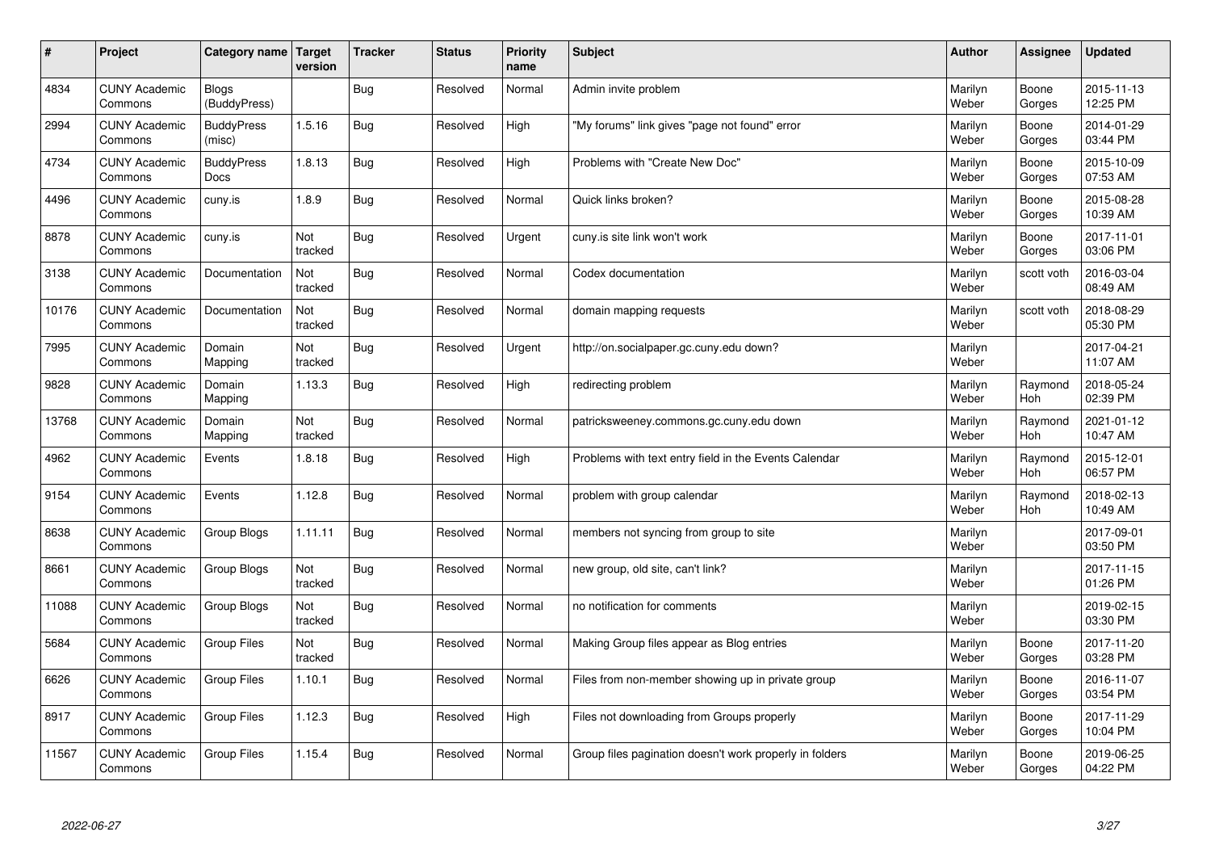| # | Project | Category name | Target version | Tracker | Status | Priority name | Subject | Author | Assignee | Updated |
|---|---|---|---|---|---|---|---|---|---|---|
| 4834 | CUNY Academic Commons | Blogs (BuddyPress) | | Bug | Resolved | Normal | Admin invite problem | Marilyn Weber | Boone Gorges | 2015-11-13 12:25 PM |
| 2994 | CUNY Academic Commons | BuddyPress (misc) | 1.5.16 | Bug | Resolved | High | "My forums" link gives "page not found" error | Marilyn Weber | Boone Gorges | 2014-01-29 03:44 PM |
| 4734 | CUNY Academic Commons | BuddyPress Docs | 1.8.13 | Bug | Resolved | High | Problems with "Create New Doc" | Marilyn Weber | Boone Gorges | 2015-10-09 07:53 AM |
| 4496 | CUNY Academic Commons | cuny.is | 1.8.9 | Bug | Resolved | Normal | Quick links broken? | Marilyn Weber | Boone Gorges | 2015-08-28 10:39 AM |
| 8878 | CUNY Academic Commons | cuny.is | Not tracked | Bug | Resolved | Urgent | cuny.is site link won't work | Marilyn Weber | Boone Gorges | 2017-11-01 03:06 PM |
| 3138 | CUNY Academic Commons | Documentation | Not tracked | Bug | Resolved | Normal | Codex documentation | Marilyn Weber | scott voth | 2016-03-04 08:49 AM |
| 10176 | CUNY Academic Commons | Documentation | Not tracked | Bug | Resolved | Normal | domain mapping requests | Marilyn Weber | scott voth | 2018-08-29 05:30 PM |
| 7995 | CUNY Academic Commons | Domain Mapping | Not tracked | Bug | Resolved | Urgent | http://on.socialpaper.gc.cuny.edu down? | Marilyn Weber | | 2017-04-21 11:07 AM |
| 9828 | CUNY Academic Commons | Domain Mapping | 1.13.3 | Bug | Resolved | High | redirecting problem | Marilyn Weber | Raymond Hoh | 2018-05-24 02:39 PM |
| 13768 | CUNY Academic Commons | Domain Mapping | Not tracked | Bug | Resolved | Normal | patricksweeney.commons.gc.cuny.edu down | Marilyn Weber | Raymond Hoh | 2021-01-12 10:47 AM |
| 4962 | CUNY Academic Commons | Events | 1.8.18 | Bug | Resolved | High | Problems with text entry field in the Events Calendar | Marilyn Weber | Raymond Hoh | 2015-12-01 06:57 PM |
| 9154 | CUNY Academic Commons | Events | 1.12.8 | Bug | Resolved | Normal | problem with group calendar | Marilyn Weber | Raymond Hoh | 2018-02-13 10:49 AM |
| 8638 | CUNY Academic Commons | Group Blogs | 1.11.11 | Bug | Resolved | Normal | members not syncing from group to site | Marilyn Weber | | 2017-09-01 03:50 PM |
| 8661 | CUNY Academic Commons | Group Blogs | Not tracked | Bug | Resolved | Normal | new group, old site, can't link? | Marilyn Weber | | 2017-11-15 01:26 PM |
| 11088 | CUNY Academic Commons | Group Blogs | Not tracked | Bug | Resolved | Normal | no notification for comments | Marilyn Weber | | 2019-02-15 03:30 PM |
| 5684 | CUNY Academic Commons | Group Files | Not tracked | Bug | Resolved | Normal | Making Group files appear as Blog entries | Marilyn Weber | Boone Gorges | 2017-11-20 03:28 PM |
| 6626 | CUNY Academic Commons | Group Files | 1.10.1 | Bug | Resolved | Normal | Files from non-member showing up in private group | Marilyn Weber | Boone Gorges | 2016-11-07 03:54 PM |
| 8917 | CUNY Academic Commons | Group Files | 1.12.3 | Bug | Resolved | High | Files not downloading from Groups properly | Marilyn Weber | Boone Gorges | 2017-11-29 10:04 PM |
| 11567 | CUNY Academic Commons | Group Files | 1.15.4 | Bug | Resolved | Normal | Group files pagination doesn't work properly in folders | Marilyn Weber | Boone Gorges | 2019-06-25 04:22 PM |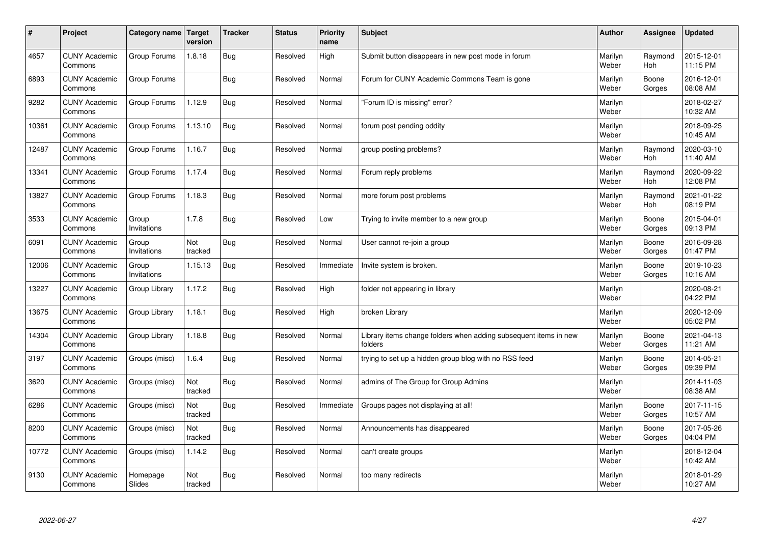| # | Project | Category name | Target version | Tracker | Status | Priority name | Subject | Author | Assignee | Updated |
|---|---|---|---|---|---|---|---|---|---|---|
| 4657 | CUNY Academic Commons | Group Forums | 1.8.18 | Bug | Resolved | High | Submit button disappears in new post mode in forum | Marilyn Weber | Raymond Hoh | 2015-12-01 11:15 PM |
| 6893 | CUNY Academic Commons | Group Forums | | Bug | Resolved | Normal | Forum for CUNY Academic Commons Team is gone | Marilyn Weber | Boone Gorges | 2016-12-01 08:08 AM |
| 9282 | CUNY Academic Commons | Group Forums | 1.12.9 | Bug | Resolved | Normal | "Forum ID is missing" error? | Marilyn Weber | | 2018-02-27 10:32 AM |
| 10361 | CUNY Academic Commons | Group Forums | 1.13.10 | Bug | Resolved | Normal | forum post pending oddity | Marilyn Weber | | 2018-09-25 10:45 AM |
| 12487 | CUNY Academic Commons | Group Forums | 1.16.7 | Bug | Resolved | Normal | group posting problems? | Marilyn Weber | Raymond Hoh | 2020-03-10 11:40 AM |
| 13341 | CUNY Academic Commons | Group Forums | 1.17.4 | Bug | Resolved | Normal | Forum reply problems | Marilyn Weber | Raymond Hoh | 2020-09-22 12:08 PM |
| 13827 | CUNY Academic Commons | Group Forums | 1.18.3 | Bug | Resolved | Normal | more forum post problems | Marilyn Weber | Raymond Hoh | 2021-01-22 08:19 PM |
| 3533 | CUNY Academic Commons | Group Invitations | 1.7.8 | Bug | Resolved | Low | Trying to invite member to a new group | Marilyn Weber | Boone Gorges | 2015-04-01 09:13 PM |
| 6091 | CUNY Academic Commons | Group Invitations | Not tracked | Bug | Resolved | Normal | User cannot re-join a group | Marilyn Weber | Boone Gorges | 2016-09-28 01:47 PM |
| 12006 | CUNY Academic Commons | Group Invitations | 1.15.13 | Bug | Resolved | Immediate | Invite system is broken. | Marilyn Weber | Boone Gorges | 2019-10-23 10:16 AM |
| 13227 | CUNY Academic Commons | Group Library | 1.17.2 | Bug | Resolved | High | folder not appearing in library | Marilyn Weber | | 2020-08-21 04:22 PM |
| 13675 | CUNY Academic Commons | Group Library | 1.18.1 | Bug | Resolved | High | broken Library | Marilyn Weber | | 2020-12-09 05:02 PM |
| 14304 | CUNY Academic Commons | Group Library | 1.18.8 | Bug | Resolved | Normal | Library items change folders when adding subsequent items in new folders | Marilyn Weber | Boone Gorges | 2021-04-13 11:21 AM |
| 3197 | CUNY Academic Commons | Groups (misc) | 1.6.4 | Bug | Resolved | Normal | trying to set up a hidden group blog with no RSS feed | Marilyn Weber | Boone Gorges | 2014-05-21 09:39 PM |
| 3620 | CUNY Academic Commons | Groups (misc) | Not tracked | Bug | Resolved | Normal | admins of The Group for Group Admins | Marilyn Weber | | 2014-11-03 08:38 AM |
| 6286 | CUNY Academic Commons | Groups (misc) | Not tracked | Bug | Resolved | Immediate | Groups pages not displaying at all! | Marilyn Weber | Boone Gorges | 2017-11-15 10:57 AM |
| 8200 | CUNY Academic Commons | Groups (misc) | Not tracked | Bug | Resolved | Normal | Announcements has disappeared | Marilyn Weber | Boone Gorges | 2017-05-26 04:04 PM |
| 10772 | CUNY Academic Commons | Groups (misc) | 1.14.2 | Bug | Resolved | Normal | can't create groups | Marilyn Weber | | 2018-12-04 10:42 AM |
| 9130 | CUNY Academic Commons | Homepage Slides | Not tracked | Bug | Resolved | Normal | too many redirects | Marilyn Weber | | 2018-01-29 10:27 AM |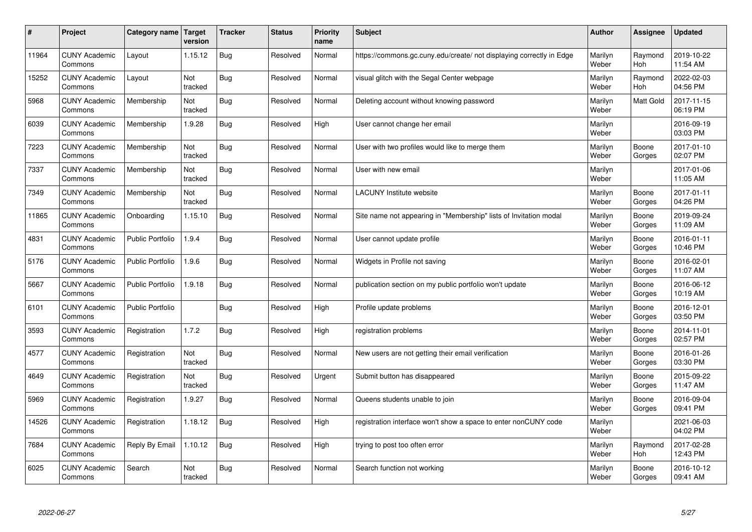| # | Project | Category name | Target version | Tracker | Status | Priority name | Subject | Author | Assignee | Updated |
|---|---|---|---|---|---|---|---|---|---|---|
| 11964 | CUNY Academic Commons | Layout | 1.15.12 | Bug | Resolved | Normal | https://commons.gc.cuny.edu/create/ not displaying correctly in Edge | Marilyn Weber | Raymond Hoh | 2019-10-22 11:54 AM |
| 15252 | CUNY Academic Commons | Layout | Not tracked | Bug | Resolved | Normal | visual glitch with the Segal Center webpage | Marilyn Weber | Raymond Hoh | 2022-02-03 04:56 PM |
| 5968 | CUNY Academic Commons | Membership | Not tracked | Bug | Resolved | Normal | Deleting account without knowing password | Marilyn Weber | Matt Gold | 2017-11-15 06:19 PM |
| 6039 | CUNY Academic Commons | Membership | 1.9.28 | Bug | Resolved | High | User cannot change her email | Marilyn Weber | | 2016-09-19 03:03 PM |
| 7223 | CUNY Academic Commons | Membership | Not tracked | Bug | Resolved | Normal | User with two profiles would like to merge them | Marilyn Weber | Boone Gorges | 2017-01-10 02:07 PM |
| 7337 | CUNY Academic Commons | Membership | Not tracked | Bug | Resolved | Normal | User with new email | Marilyn Weber | | 2017-01-06 11:05 AM |
| 7349 | CUNY Academic Commons | Membership | Not tracked | Bug | Resolved | Normal | LACUNY Institute website | Marilyn Weber | Boone Gorges | 2017-01-11 04:26 PM |
| 11865 | CUNY Academic Commons | Onboarding | 1.15.10 | Bug | Resolved | Normal | Site name not appearing in "Membership" lists of Invitation modal | Marilyn Weber | Boone Gorges | 2019-09-24 11:09 AM |
| 4831 | CUNY Academic Commons | Public Portfolio | 1.9.4 | Bug | Resolved | Normal | User cannot update profile | Marilyn Weber | Boone Gorges | 2016-01-11 10:46 PM |
| 5176 | CUNY Academic Commons | Public Portfolio | 1.9.6 | Bug | Resolved | Normal | Widgets in Profile not saving | Marilyn Weber | Boone Gorges | 2016-02-01 11:07 AM |
| 5667 | CUNY Academic Commons | Public Portfolio | 1.9.18 | Bug | Resolved | Normal | publication section on my public portfolio won't update | Marilyn Weber | Boone Gorges | 2016-06-12 10:19 AM |
| 6101 | CUNY Academic Commons | Public Portfolio | | Bug | Resolved | High | Profile update problems | Marilyn Weber | Boone Gorges | 2016-12-01 03:50 PM |
| 3593 | CUNY Academic Commons | Registration | 1.7.2 | Bug | Resolved | High | registration problems | Marilyn Weber | Boone Gorges | 2014-11-01 02:57 PM |
| 4577 | CUNY Academic Commons | Registration | Not tracked | Bug | Resolved | Normal | New users are not getting their email verification | Marilyn Weber | Boone Gorges | 2016-01-26 03:30 PM |
| 4649 | CUNY Academic Commons | Registration | Not tracked | Bug | Resolved | Urgent | Submit button has disappeared | Marilyn Weber | Boone Gorges | 2015-09-22 11:47 AM |
| 5969 | CUNY Academic Commons | Registration | 1.9.27 | Bug | Resolved | Normal | Queens students unable to join | Marilyn Weber | Boone Gorges | 2016-09-04 09:41 PM |
| 14526 | CUNY Academic Commons | Registration | 1.18.12 | Bug | Resolved | High | registration interface won't show a space to enter nonCUNY code | Marilyn Weber | | 2021-06-03 04:02 PM |
| 7684 | CUNY Academic Commons | Reply By Email | 1.10.12 | Bug | Resolved | High | trying to post too often error | Marilyn Weber | Raymond Hoh | 2017-02-28 12:43 PM |
| 6025 | CUNY Academic Commons | Search | Not tracked | Bug | Resolved | Normal | Search function not working | Marilyn Weber | Boone Gorges | 2016-10-12 09:41 AM |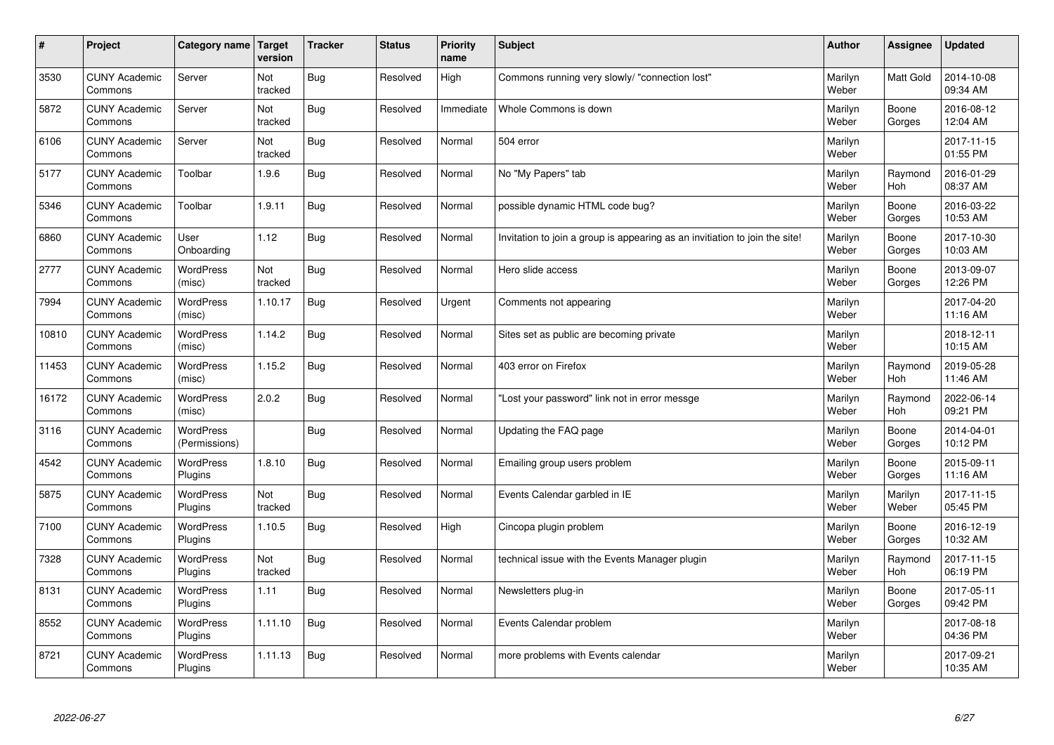| # | Project | Category name | Target version | Tracker | Status | Priority name | Subject | Author | Assignee | Updated |
|---|---|---|---|---|---|---|---|---|---|---|
| 3530 | CUNY Academic Commons | Server | Not tracked | Bug | Resolved | High | Commons running very slowly/ "connection lost" | Marilyn Weber | Matt Gold | 2014-10-08 09:34 AM |
| 5872 | CUNY Academic Commons | Server | Not tracked | Bug | Resolved | Immediate | Whole Commons is down | Marilyn Weber | Boone Gorges | 2016-08-12 12:04 AM |
| 6106 | CUNY Academic Commons | Server | Not tracked | Bug | Resolved | Normal | 504 error | Marilyn Weber | | 2017-11-15 01:55 PM |
| 5177 | CUNY Academic Commons | Toolbar | 1.9.6 | Bug | Resolved | Normal | No "My Papers" tab | Marilyn Weber | Raymond Hoh | 2016-01-29 08:37 AM |
| 5346 | CUNY Academic Commons | Toolbar | 1.9.11 | Bug | Resolved | Normal | possible dynamic HTML code bug? | Marilyn Weber | Boone Gorges | 2016-03-22 10:53 AM |
| 6860 | CUNY Academic Commons | User Onboarding | 1.12 | Bug | Resolved | Normal | Invitation to join a group is appearing as an invitiation to join the site! | Marilyn Weber | Boone Gorges | 2017-10-30 10:03 AM |
| 2777 | CUNY Academic Commons | WordPress (misc) | Not tracked | Bug | Resolved | Normal | Hero slide access | Marilyn Weber | Boone Gorges | 2013-09-07 12:26 PM |
| 7994 | CUNY Academic Commons | WordPress (misc) | 1.10.17 | Bug | Resolved | Urgent | Comments not appearing | Marilyn Weber | | 2017-04-20 11:16 AM |
| 10810 | CUNY Academic Commons | WordPress (misc) | 1.14.2 | Bug | Resolved | Normal | Sites set as public are becoming private | Marilyn Weber | | 2018-12-11 10:15 AM |
| 11453 | CUNY Academic Commons | WordPress (misc) | 1.15.2 | Bug | Resolved | Normal | 403 error on Firefox | Marilyn Weber | Raymond Hoh | 2019-05-28 11:46 AM |
| 16172 | CUNY Academic Commons | WordPress (misc) | 2.0.2 | Bug | Resolved | Normal | "Lost your password" link not in error messge | Marilyn Weber | Raymond Hoh | 2022-06-14 09:21 PM |
| 3116 | CUNY Academic Commons | WordPress (Permissions) | | Bug | Resolved | Normal | Updating the FAQ page | Marilyn Weber | Boone Gorges | 2014-04-01 10:12 PM |
| 4542 | CUNY Academic Commons | WordPress Plugins | 1.8.10 | Bug | Resolved | Normal | Emailing group users problem | Marilyn Weber | Boone Gorges | 2015-09-11 11:16 AM |
| 5875 | CUNY Academic Commons | WordPress Plugins | Not tracked | Bug | Resolved | Normal | Events Calendar garbled in IE | Marilyn Weber | Marilyn Weber | 2017-11-15 05:45 PM |
| 7100 | CUNY Academic Commons | WordPress Plugins | 1.10.5 | Bug | Resolved | High | Cincopa plugin problem | Marilyn Weber | Boone Gorges | 2016-12-19 10:32 AM |
| 7328 | CUNY Academic Commons | WordPress Plugins | Not tracked | Bug | Resolved | Normal | technical issue with the Events Manager plugin | Marilyn Weber | Raymond Hoh | 2017-11-15 06:19 PM |
| 8131 | CUNY Academic Commons | WordPress Plugins | 1.11 | Bug | Resolved | Normal | Newsletters plug-in | Marilyn Weber | Boone Gorges | 2017-05-11 09:42 PM |
| 8552 | CUNY Academic Commons | WordPress Plugins | 1.11.10 | Bug | Resolved | Normal | Events Calendar problem | Marilyn Weber | | 2017-08-18 04:36 PM |
| 8721 | CUNY Academic Commons | WordPress Plugins | 1.11.13 | Bug | Resolved | Normal | more problems with Events calendar | Marilyn Weber | | 2017-09-21 10:35 AM |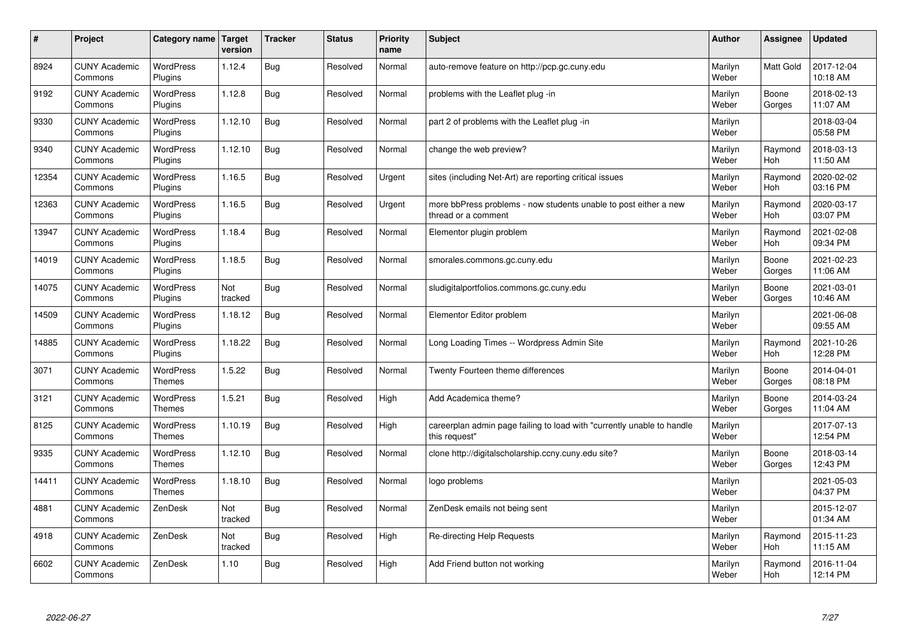| # | Project | Category name | Target version | Tracker | Status | Priority name | Subject | Author | Assignee | Updated |
|---|---|---|---|---|---|---|---|---|---|---|
| 8924 | CUNY Academic Commons | WordPress Plugins | 1.12.4 | Bug | Resolved | Normal | auto-remove feature on http://pcp.gc.cuny.edu | Marilyn Weber | Matt Gold | 2017-12-04 10:18 AM |
| 9192 | CUNY Academic Commons | WordPress Plugins | 1.12.8 | Bug | Resolved | Normal | problems with the Leaflet plug -in | Marilyn Weber | Boone Gorges | 2018-02-13 11:07 AM |
| 9330 | CUNY Academic Commons | WordPress Plugins | 1.12.10 | Bug | Resolved | Normal | part 2 of problems with the Leaflet plug -in | Marilyn Weber | | 2018-03-04 05:58 PM |
| 9340 | CUNY Academic Commons | WordPress Plugins | 1.12.10 | Bug | Resolved | Normal | change the web preview? | Marilyn Weber | Raymond Hoh | 2018-03-13 11:50 AM |
| 12354 | CUNY Academic Commons | WordPress Plugins | 1.16.5 | Bug | Resolved | Urgent | sites (including Net-Art) are reporting critical issues | Marilyn Weber | Raymond Hoh | 2020-02-02 03:16 PM |
| 12363 | CUNY Academic Commons | WordPress Plugins | 1.16.5 | Bug | Resolved | Urgent | more bbPress problems - now students unable to post either a new thread or a comment | Marilyn Weber | Raymond Hoh | 2020-03-17 03:07 PM |
| 13947 | CUNY Academic Commons | WordPress Plugins | 1.18.4 | Bug | Resolved | Normal | Elementor plugin problem | Marilyn Weber | Raymond Hoh | 2021-02-08 09:34 PM |
| 14019 | CUNY Academic Commons | WordPress Plugins | 1.18.5 | Bug | Resolved | Normal | smorales.commons.gc.cuny.edu | Marilyn Weber | Boone Gorges | 2021-02-23 11:06 AM |
| 14075 | CUNY Academic Commons | WordPress Plugins | Not tracked | Bug | Resolved | Normal | sludigitalportfolios.commons.gc.cuny.edu | Marilyn Weber | Boone Gorges | 2021-03-01 10:46 AM |
| 14509 | CUNY Academic Commons | WordPress Plugins | 1.18.12 | Bug | Resolved | Normal | Elementor Editor problem | Marilyn Weber | | 2021-06-08 09:55 AM |
| 14885 | CUNY Academic Commons | WordPress Plugins | 1.18.22 | Bug | Resolved | Normal | Long Loading Times -- Wordpress Admin Site | Marilyn Weber | Raymond Hoh | 2021-10-26 12:28 PM |
| 3071 | CUNY Academic Commons | WordPress Themes | 1.5.22 | Bug | Resolved | Normal | Twenty Fourteen theme differences | Marilyn Weber | Boone Gorges | 2014-04-01 08:18 PM |
| 3121 | CUNY Academic Commons | WordPress Themes | 1.5.21 | Bug | Resolved | High | Add Academica theme? | Marilyn Weber | Boone Gorges | 2014-03-24 11:04 AM |
| 8125 | CUNY Academic Commons | WordPress Themes | 1.10.19 | Bug | Resolved | High | careerplan admin page failing to load with "currently unable to handle this request" | Marilyn Weber | | 2017-07-13 12:54 PM |
| 9335 | CUNY Academic Commons | WordPress Themes | 1.12.10 | Bug | Resolved | Normal | clone http://digitalscholarship.ccny.cuny.edu site? | Marilyn Weber | Boone Gorges | 2018-03-14 12:43 PM |
| 14411 | CUNY Academic Commons | WordPress Themes | 1.18.10 | Bug | Resolved | Normal | logo problems | Marilyn Weber | | 2021-05-03 04:37 PM |
| 4881 | CUNY Academic Commons | ZenDesk | Not tracked | Bug | Resolved | Normal | ZenDesk emails not being sent | Marilyn Weber | | 2015-12-07 01:34 AM |
| 4918 | CUNY Academic Commons | ZenDesk | Not tracked | Bug | Resolved | High | Re-directing Help Requests | Marilyn Weber | Raymond Hoh | 2015-11-23 11:15 AM |
| 6602 | CUNY Academic Commons | ZenDesk | 1.10 | Bug | Resolved | High | Add Friend button not working | Marilyn Weber | Raymond Hoh | 2016-11-04 12:14 PM |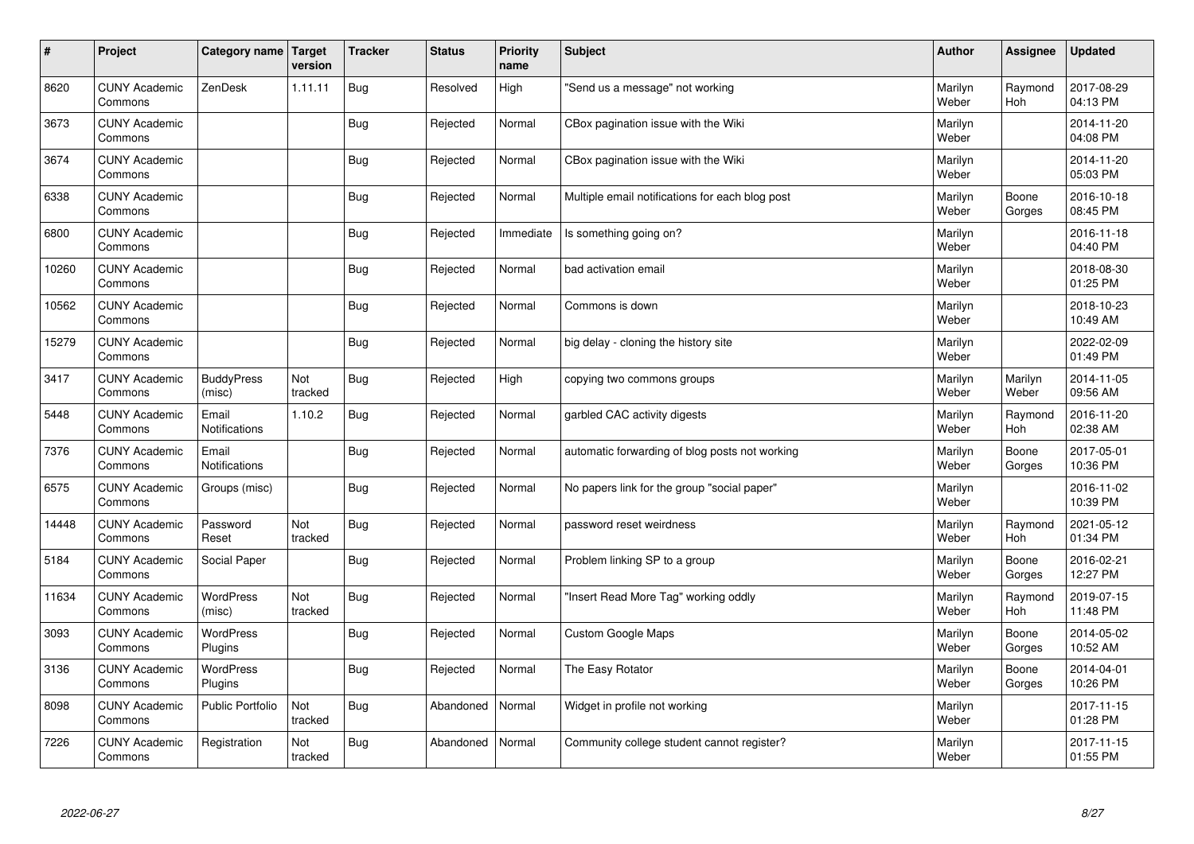| # | Project | Category name | Target version | Tracker | Status | Priority name | Subject | Author | Assignee | Updated |
|---|---|---|---|---|---|---|---|---|---|---|
| 8620 | CUNY Academic Commons | ZenDesk | 1.11.11 | Bug | Resolved | High | "Send us a message" not working | Marilyn Weber | Raymond Hoh | 2017-08-29 04:13 PM |
| 3673 | CUNY Academic Commons | | | Bug | Rejected | Normal | CBox pagination issue with the Wiki | Marilyn Weber | | 2014-11-20 04:08 PM |
| 3674 | CUNY Academic Commons | | | Bug | Rejected | Normal | CBox pagination issue with the Wiki | Marilyn Weber | | 2014-11-20 05:03 PM |
| 6338 | CUNY Academic Commons | | | Bug | Rejected | Normal | Multiple email notifications for each blog post | Marilyn Weber | Boone Gorges | 2016-10-18 08:45 PM |
| 6800 | CUNY Academic Commons | | | Bug | Rejected | Immediate | Is something going on? | Marilyn Weber | | 2016-11-18 04:40 PM |
| 10260 | CUNY Academic Commons | | | Bug | Rejected | Normal | bad activation email | Marilyn Weber | | 2018-08-30 01:25 PM |
| 10562 | CUNY Academic Commons | | | Bug | Rejected | Normal | Commons is down | Marilyn Weber | | 2018-10-23 10:49 AM |
| 15279 | CUNY Academic Commons | | | Bug | Rejected | Normal | big delay - cloning the history site | Marilyn Weber | | 2022-02-09 01:49 PM |
| 3417 | CUNY Academic Commons | BuddyPress (misc) | Not tracked | Bug | Rejected | High | copying two commons groups | Marilyn Weber | Marilyn Weber | 2014-11-05 09:56 AM |
| 5448 | CUNY Academic Commons | Email Notifications | 1.10.2 | Bug | Rejected | Normal | garbled CAC activity digests | Marilyn Weber | Raymond Hoh | 2016-11-20 02:38 AM |
| 7376 | CUNY Academic Commons | Email Notifications | | Bug | Rejected | Normal | automatic forwarding of blog posts not working | Marilyn Weber | Boone Gorges | 2017-05-01 10:36 PM |
| 6575 | CUNY Academic Commons | Groups (misc) | | Bug | Rejected | Normal | No papers link for the group "social paper" | Marilyn Weber | | 2016-11-02 10:39 PM |
| 14448 | CUNY Academic Commons | Password Reset | Not tracked | Bug | Rejected | Normal | password reset weirdness | Marilyn Weber | Raymond Hoh | 2021-05-12 01:34 PM |
| 5184 | CUNY Academic Commons | Social Paper | | Bug | Rejected | Normal | Problem linking SP to a group | Marilyn Weber | Boone Gorges | 2016-02-21 12:27 PM |
| 11634 | CUNY Academic Commons | WordPress (misc) | Not tracked | Bug | Rejected | Normal | "Insert Read More Tag" working oddly | Marilyn Weber | Raymond Hoh | 2019-07-15 11:48 PM |
| 3093 | CUNY Academic Commons | WordPress Plugins | | Bug | Rejected | Normal | Custom Google Maps | Marilyn Weber | Boone Gorges | 2014-05-02 10:52 AM |
| 3136 | CUNY Academic Commons | WordPress Plugins | | Bug | Rejected | Normal | The Easy Rotator | Marilyn Weber | Boone Gorges | 2014-04-01 10:26 PM |
| 8098 | CUNY Academic Commons | Public Portfolio | Not tracked | Bug | Abandoned | Normal | Widget in profile not working | Marilyn Weber | | 2017-11-15 01:28 PM |
| 7226 | CUNY Academic Commons | Registration | Not tracked | Bug | Abandoned | Normal | Community college student cannot register? | Marilyn Weber | | 2017-11-15 01:55 PM |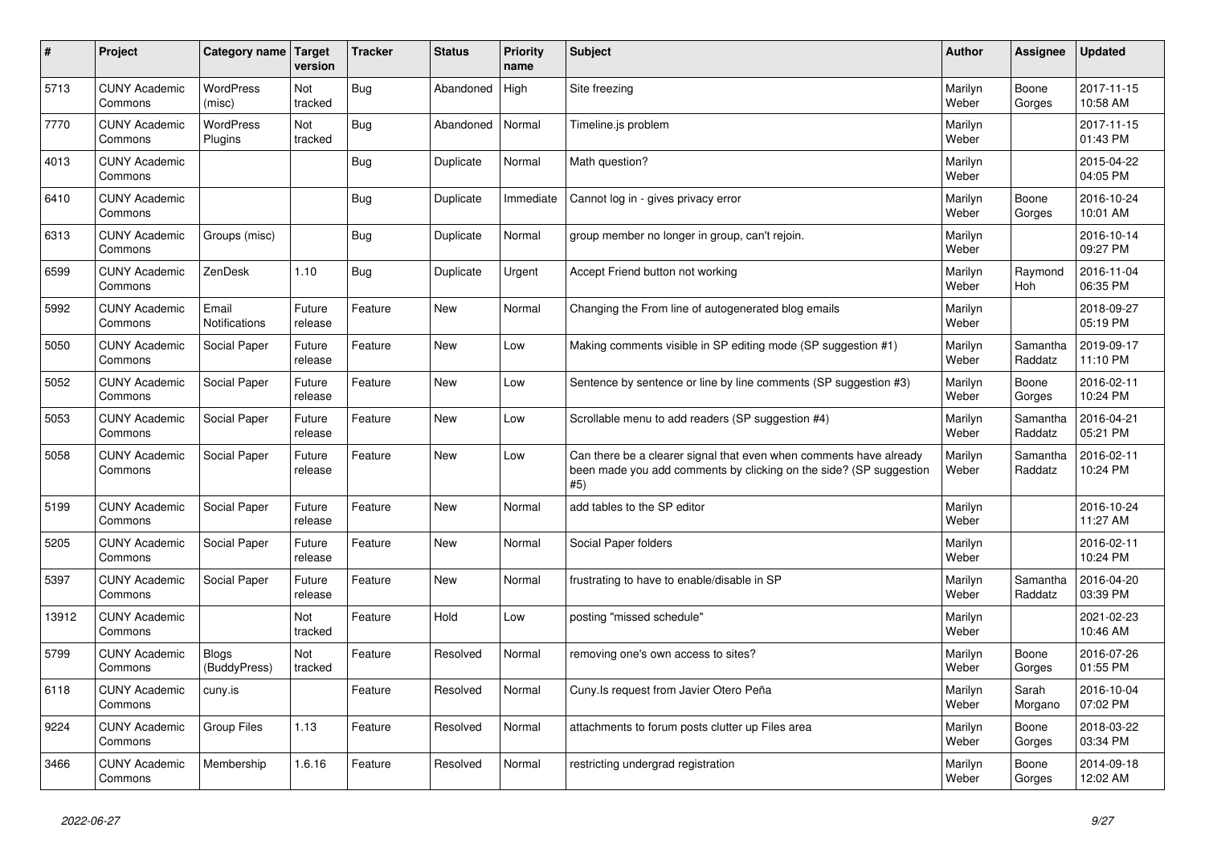| # | Project | Category name | Target version | Tracker | Status | Priority name | Subject | Author | Assignee | Updated |
|---|---|---|---|---|---|---|---|---|---|---|
| 5713 | CUNY Academic Commons | WordPress (misc) | Not tracked | Bug | Abandoned | High | Site freezing | Marilyn Weber | Boone Gorges | 2017-11-15 10:58 AM |
| 7770 | CUNY Academic Commons | WordPress Plugins | Not tracked | Bug | Abandoned | Normal | Timeline.js problem | Marilyn Weber | | 2017-11-15 01:43 PM |
| 4013 | CUNY Academic Commons | | | Bug | Duplicate | Normal | Math question? | Marilyn Weber | | 2015-04-22 04:05 PM |
| 6410 | CUNY Academic Commons | | | Bug | Duplicate | Immediate | Cannot log in - gives privacy error | Marilyn Weber | Boone Gorges | 2016-10-24 10:01 AM |
| 6313 | CUNY Academic Commons | Groups (misc) | | Bug | Duplicate | Normal | group member no longer in group, can't rejoin. | Marilyn Weber | | 2016-10-14 09:27 PM |
| 6599 | CUNY Academic Commons | ZenDesk | 1.10 | Bug | Duplicate | Urgent | Accept Friend button not working | Marilyn Weber | Raymond Hoh | 2016-11-04 06:35 PM |
| 5992 | CUNY Academic Commons | Email Notifications | Future release | Feature | New | Normal | Changing the From line of autogenerated blog emails | Marilyn Weber | | 2018-09-27 05:19 PM |
| 5050 | CUNY Academic Commons | Social Paper | Future release | Feature | New | Low | Making comments visible in SP editing mode (SP suggestion #1) | Marilyn Weber | Samantha Raddatz | 2019-09-17 11:10 PM |
| 5052 | CUNY Academic Commons | Social Paper | Future release | Feature | New | Low | Sentence by sentence or line by line comments (SP suggestion #3) | Marilyn Weber | Boone Gorges | 2016-02-11 10:24 PM |
| 5053 | CUNY Academic Commons | Social Paper | Future release | Feature | New | Low | Scrollable menu to add readers (SP suggestion #4) | Marilyn Weber | Samantha Raddatz | 2016-04-21 05:21 PM |
| 5058 | CUNY Academic Commons | Social Paper | Future release | Feature | New | Low | Can there be a clearer signal that even when comments have already been made you add comments by clicking on the side? (SP suggestion #5) | Marilyn Weber | Samantha Raddatz | 2016-02-11 10:24 PM |
| 5199 | CUNY Academic Commons | Social Paper | Future release | Feature | New | Normal | add tables to the SP editor | Marilyn Weber | | 2016-10-24 11:27 AM |
| 5205 | CUNY Academic Commons | Social Paper | Future release | Feature | New | Normal | Social Paper folders | Marilyn Weber | | 2016-02-11 10:24 PM |
| 5397 | CUNY Academic Commons | Social Paper | Future release | Feature | New | Normal | frustrating to have to enable/disable in SP | Marilyn Weber | Samantha Raddatz | 2016-04-20 03:39 PM |
| 13912 | CUNY Academic Commons | | Not tracked | Feature | Hold | Low | posting "missed schedule" | Marilyn Weber | | 2021-02-23 10:46 AM |
| 5799 | CUNY Academic Commons | Blogs (BuddyPress) | Not tracked | Feature | Resolved | Normal | removing one's own access to sites? | Marilyn Weber | Boone Gorges | 2016-07-26 01:55 PM |
| 6118 | CUNY Academic Commons | cuny.is | | Feature | Resolved | Normal | Cuny.Is request from Javier Otero Peña | Marilyn Weber | Sarah Morgano | 2016-10-04 07:02 PM |
| 9224 | CUNY Academic Commons | Group Files | 1.13 | Feature | Resolved | Normal | attachments to forum posts clutter up Files area | Marilyn Weber | Boone Gorges | 2018-03-22 03:34 PM |
| 3466 | CUNY Academic Commons | Membership | 1.6.16 | Feature | Resolved | Normal | restricting undergrad registration | Marilyn Weber | Boone Gorges | 2014-09-18 12:02 AM |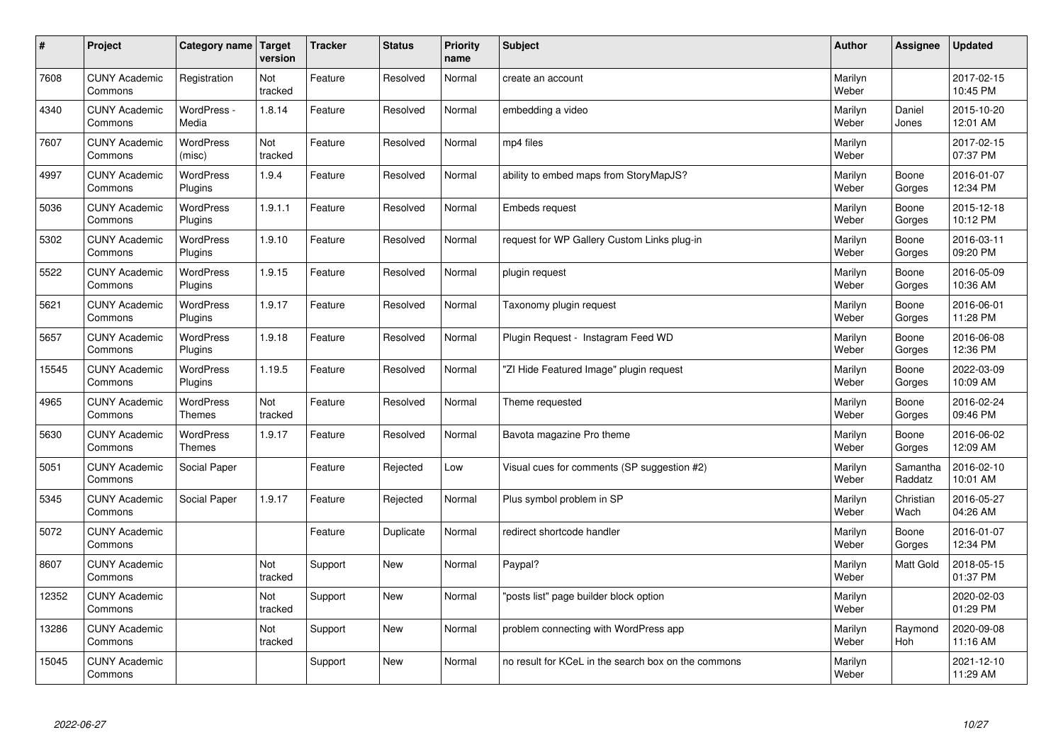| # | Project | Category name | Target version | Tracker | Status | Priority name | Subject | Author | Assignee | Updated |
|---|---|---|---|---|---|---|---|---|---|---|
| 7608 | CUNY Academic Commons | Registration | Not tracked | Feature | Resolved | Normal | create an account | Marilyn Weber | | 2017-02-15 10:45 PM |
| 4340 | CUNY Academic Commons | WordPress - Media | 1.8.14 | Feature | Resolved | Normal | embedding a video | Marilyn Weber | Daniel Jones | 2015-10-20 12:01 AM |
| 7607 | CUNY Academic Commons | WordPress (misc) | Not tracked | Feature | Resolved | Normal | mp4 files | Marilyn Weber | | 2017-02-15 07:37 PM |
| 4997 | CUNY Academic Commons | WordPress Plugins | 1.9.4 | Feature | Resolved | Normal | ability to embed maps from StoryMapJS? | Marilyn Weber | Boone Gorges | 2016-01-07 12:34 PM |
| 5036 | CUNY Academic Commons | WordPress Plugins | 1.9.1.1 | Feature | Resolved | Normal | Embeds request | Marilyn Weber | Boone Gorges | 2015-12-18 10:12 PM |
| 5302 | CUNY Academic Commons | WordPress Plugins | 1.9.10 | Feature | Resolved | Normal | request for WP Gallery Custom Links plug-in | Marilyn Weber | Boone Gorges | 2016-03-11 09:20 PM |
| 5522 | CUNY Academic Commons | WordPress Plugins | 1.9.15 | Feature | Resolved | Normal | plugin request | Marilyn Weber | Boone Gorges | 2016-05-09 10:36 AM |
| 5621 | CUNY Academic Commons | WordPress Plugins | 1.9.17 | Feature | Resolved | Normal | Taxonomy plugin request | Marilyn Weber | Boone Gorges | 2016-06-01 11:28 PM |
| 5657 | CUNY Academic Commons | WordPress Plugins | 1.9.18 | Feature | Resolved | Normal | Plugin Request - Instagram Feed WD | Marilyn Weber | Boone Gorges | 2016-06-08 12:36 PM |
| 15545 | CUNY Academic Commons | WordPress Plugins | 1.19.5 | Feature | Resolved | Normal | "ZI Hide Featured Image" plugin request | Marilyn Weber | Boone Gorges | 2022-03-09 10:09 AM |
| 4965 | CUNY Academic Commons | WordPress Themes | Not tracked | Feature | Resolved | Normal | Theme requested | Marilyn Weber | Boone Gorges | 2016-02-24 09:46 PM |
| 5630 | CUNY Academic Commons | WordPress Themes | 1.9.17 | Feature | Resolved | Normal | Bavota magazine Pro theme | Marilyn Weber | Boone Gorges | 2016-06-02 12:09 AM |
| 5051 | CUNY Academic Commons | Social Paper | | Feature | Rejected | Low | Visual cues for comments (SP suggestion #2) | Marilyn Weber | Samantha Raddatz | 2016-02-10 10:01 AM |
| 5345 | CUNY Academic Commons | Social Paper | 1.9.17 | Feature | Rejected | Normal | Plus symbol problem in SP | Marilyn Weber | Christian Wach | 2016-05-27 04:26 AM |
| 5072 | CUNY Academic Commons | | | Feature | Duplicate | Normal | redirect shortcode handler | Marilyn Weber | Boone Gorges | 2016-01-07 12:34 PM |
| 8607 | CUNY Academic Commons | | Not tracked | Support | New | Normal | Paypal? | Marilyn Weber | Matt Gold | 2018-05-15 01:37 PM |
| 12352 | CUNY Academic Commons | | Not tracked | Support | New | Normal | "posts list" page builder block option | Marilyn Weber | | 2020-02-03 01:29 PM |
| 13286 | CUNY Academic Commons | | Not tracked | Support | New | Normal | problem connecting with WordPress app | Marilyn Weber | Raymond Hoh | 2020-09-08 11:16 AM |
| 15045 | CUNY Academic Commons | | | Support | New | Normal | no result for KCeL in the search box on the commons | Marilyn Weber | | 2021-12-10 11:29 AM |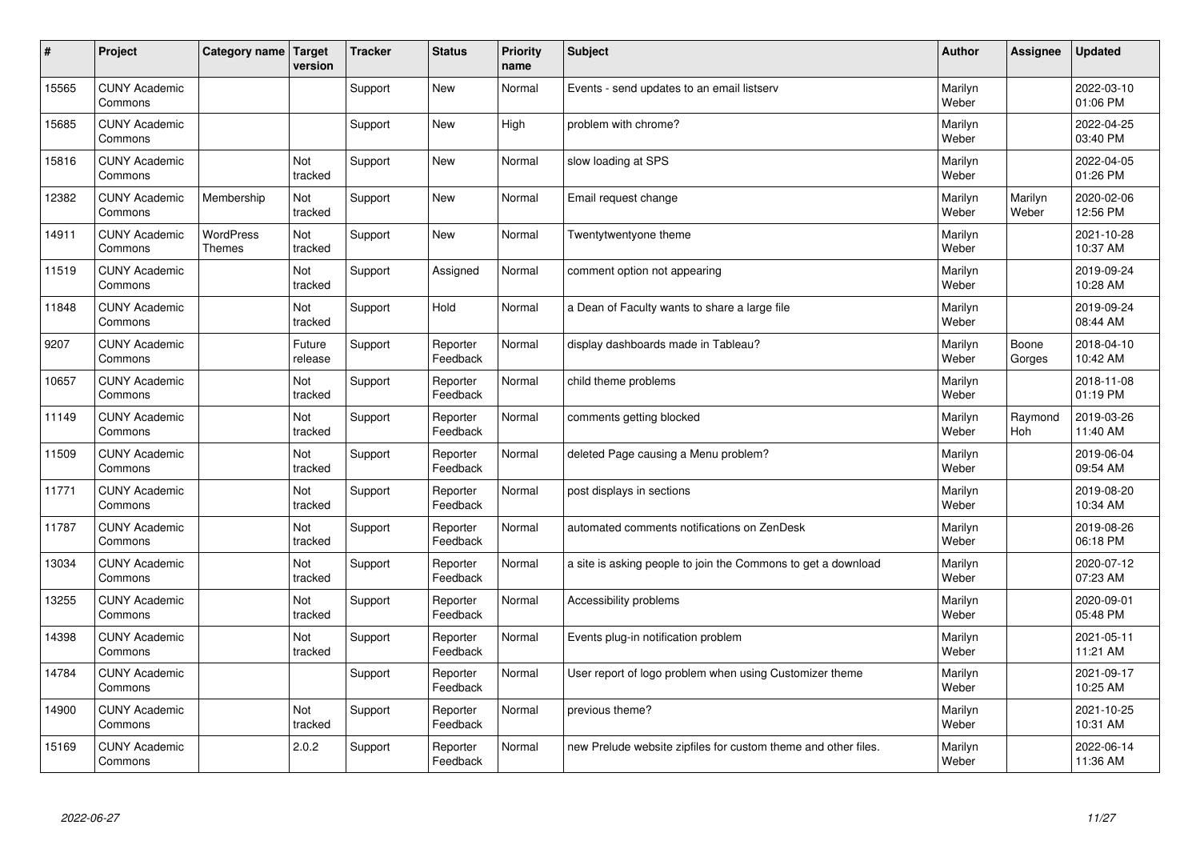| # | Project | Category name | Target version | Tracker | Status | Priority name | Subject | Author | Assignee | Updated |
|---|---|---|---|---|---|---|---|---|---|---|
| 15565 | CUNY Academic Commons | | | Support | New | Normal | Events - send updates to an email listserv | Marilyn Weber | | 2022-03-10 01:06 PM |
| 15685 | CUNY Academic Commons | | | Support | New | High | problem with chrome? | Marilyn Weber | | 2022-04-25 03:40 PM |
| 15816 | CUNY Academic Commons | | Not tracked | Support | New | Normal | slow loading at SPS | Marilyn Weber | | 2022-04-05 01:26 PM |
| 12382 | CUNY Academic Commons | Membership | Not tracked | Support | New | Normal | Email request change | Marilyn Weber | Marilyn Weber | 2020-02-06 12:56 PM |
| 14911 | CUNY Academic Commons | WordPress Themes | Not tracked | Support | New | Normal | Twentytwentyone theme | Marilyn Weber | | 2021-10-28 10:37 AM |
| 11519 | CUNY Academic Commons | | Not tracked | Support | Assigned | Normal | comment option not appearing | Marilyn Weber | | 2019-09-24 10:28 AM |
| 11848 | CUNY Academic Commons | | Not tracked | Support | Hold | Normal | a Dean of Faculty wants to share a large file | Marilyn Weber | | 2019-09-24 08:44 AM |
| 9207 | CUNY Academic Commons | | Future release | Support | Reporter Feedback | Normal | display dashboards made in Tableau? | Marilyn Weber | Boone Gorges | 2018-04-10 10:42 AM |
| 10657 | CUNY Academic Commons | | Not tracked | Support | Reporter Feedback | Normal | child theme problems | Marilyn Weber | | 2018-11-08 01:19 PM |
| 11149 | CUNY Academic Commons | | Not tracked | Support | Reporter Feedback | Normal | comments getting blocked | Marilyn Weber | Raymond Hoh | 2019-03-26 11:40 AM |
| 11509 | CUNY Academic Commons | | Not tracked | Support | Reporter Feedback | Normal | deleted Page causing a Menu problem? | Marilyn Weber | | 2019-06-04 09:54 AM |
| 11771 | CUNY Academic Commons | | Not tracked | Support | Reporter Feedback | Normal | post displays in sections | Marilyn Weber | | 2019-08-20 10:34 AM |
| 11787 | CUNY Academic Commons | | Not tracked | Support | Reporter Feedback | Normal | automated comments notifications on ZenDesk | Marilyn Weber | | 2019-08-26 06:18 PM |
| 13034 | CUNY Academic Commons | | Not tracked | Support | Reporter Feedback | Normal | a site is asking people to join the Commons to get a download | Marilyn Weber | | 2020-07-12 07:23 AM |
| 13255 | CUNY Academic Commons | | Not tracked | Support | Reporter Feedback | Normal | Accessibility problems | Marilyn Weber | | 2020-09-01 05:48 PM |
| 14398 | CUNY Academic Commons | | Not tracked | Support | Reporter Feedback | Normal | Events plug-in notification problem | Marilyn Weber | | 2021-05-11 11:21 AM |
| 14784 | CUNY Academic Commons | | | Support | Reporter Feedback | Normal | User report of logo problem when using Customizer theme | Marilyn Weber | | 2021-09-17 10:25 AM |
| 14900 | CUNY Academic Commons | | Not tracked | Support | Reporter Feedback | Normal | previous theme? | Marilyn Weber | | 2021-10-25 10:31 AM |
| 15169 | CUNY Academic Commons | | 2.0.2 | Support | Reporter Feedback | Normal | new Prelude website zipfiles for custom theme and other files. | Marilyn Weber | | 2022-06-14 11:36 AM |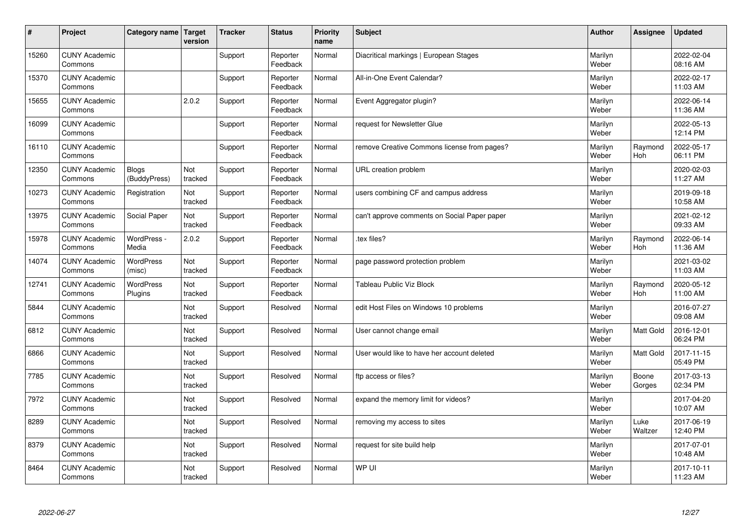| # | Project | Category name | Target version | Tracker | Status | Priority name | Subject | Author | Assignee | Updated |
|---|---|---|---|---|---|---|---|---|---|---|
| 15260 | CUNY Academic Commons | | | Support | Reporter Feedback | Normal | Diacritical markings \| European Stages | Marilyn Weber | | 2022-02-04 08:16 AM |
| 15370 | CUNY Academic Commons | | | Support | Reporter Feedback | Normal | All-in-One Event Calendar? | Marilyn Weber | | 2022-02-17 11:03 AM |
| 15655 | CUNY Academic Commons | | 2.0.2 | Support | Reporter Feedback | Normal | Event Aggregator plugin? | Marilyn Weber | | 2022-06-14 11:36 AM |
| 16099 | CUNY Academic Commons | | | Support | Reporter Feedback | Normal | request for Newsletter Glue | Marilyn Weber | | 2022-05-13 12:14 PM |
| 16110 | CUNY Academic Commons | | | Support | Reporter Feedback | Normal | remove Creative Commons license from pages? | Marilyn Weber | Raymond Hoh | 2022-05-17 06:11 PM |
| 12350 | CUNY Academic Commons | Blogs (BuddyPress) | Not tracked | Support | Reporter Feedback | Normal | URL creation problem | Marilyn Weber | | 2020-02-03 11:27 AM |
| 10273 | CUNY Academic Commons | Registration | Not tracked | Support | Reporter Feedback | Normal | users combining CF and campus address | Marilyn Weber | | 2019-09-18 10:58 AM |
| 13975 | CUNY Academic Commons | Social Paper | Not tracked | Support | Reporter Feedback | Normal | can't approve comments on Social Paper paper | Marilyn Weber | | 2021-02-12 09:33 AM |
| 15978 | CUNY Academic Commons | WordPress - Media | 2.0.2 | Support | Reporter Feedback | Normal | .tex files? | Marilyn Weber | Raymond Hoh | 2022-06-14 11:36 AM |
| 14074 | CUNY Academic Commons | WordPress (misc) | Not tracked | Support | Reporter Feedback | Normal | page password protection problem | Marilyn Weber | | 2021-03-02 11:03 AM |
| 12741 | CUNY Academic Commons | WordPress Plugins | Not tracked | Support | Reporter Feedback | Normal | Tableau Public Viz Block | Marilyn Weber | Raymond Hoh | 2020-05-12 11:00 AM |
| 5844 | CUNY Academic Commons | | Not tracked | Support | Resolved | Normal | edit Host Files on Windows 10 problems | Marilyn Weber | | 2016-07-27 09:08 AM |
| 6812 | CUNY Academic Commons | | Not tracked | Support | Resolved | Normal | User cannot change email | Marilyn Weber | Matt Gold | 2016-12-01 06:24 PM |
| 6866 | CUNY Academic Commons | | Not tracked | Support | Resolved | Normal | User would like to have her account deleted | Marilyn Weber | Matt Gold | 2017-11-15 05:49 PM |
| 7785 | CUNY Academic Commons | | Not tracked | Support | Resolved | Normal | ftp access or files? | Marilyn Weber | Boone Gorges | 2017-03-13 02:34 PM |
| 7972 | CUNY Academic Commons | | Not tracked | Support | Resolved | Normal | expand the memory limit for videos? | Marilyn Weber | | 2017-04-20 10:07 AM |
| 8289 | CUNY Academic Commons | | Not tracked | Support | Resolved | Normal | removing my access to sites | Marilyn Weber | Luke Waltzer | 2017-06-19 12:40 PM |
| 8379 | CUNY Academic Commons | | Not tracked | Support | Resolved | Normal | request for site build help | Marilyn Weber | | 2017-07-01 10:48 AM |
| 8464 | CUNY Academic Commons | | Not tracked | Support | Resolved | Normal | WP UI | Marilyn Weber | | 2017-10-11 11:23 AM |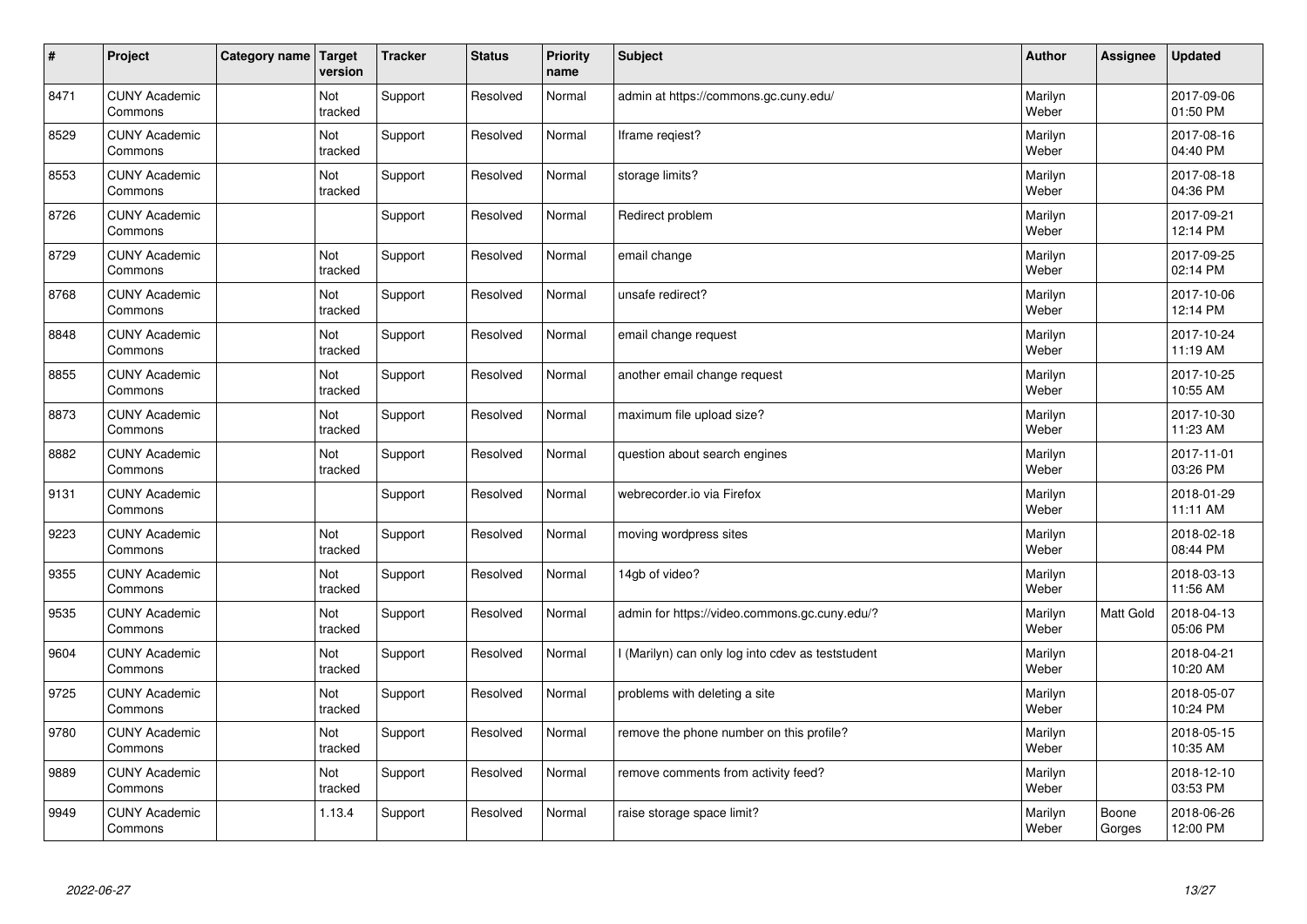| # | Project | Category name | Target version | Tracker | Status | Priority name | Subject | Author | Assignee | Updated |
|---|---|---|---|---|---|---|---|---|---|---|
| 8471 | CUNY Academic Commons | | Not tracked | Support | Resolved | Normal | admin at https://commons.gc.cuny.edu/ | Marilyn Weber | | 2017-09-06 01:50 PM |
| 8529 | CUNY Academic Commons | | Not tracked | Support | Resolved | Normal | Iframe reqiest? | Marilyn Weber | | 2017-08-16 04:40 PM |
| 8553 | CUNY Academic Commons | | Not tracked | Support | Resolved | Normal | storage limits? | Marilyn Weber | | 2017-08-18 04:36 PM |
| 8726 | CUNY Academic Commons | | | Support | Resolved | Normal | Redirect problem | Marilyn Weber | | 2017-09-21 12:14 PM |
| 8729 | CUNY Academic Commons | | Not tracked | Support | Resolved | Normal | email change | Marilyn Weber | | 2017-09-25 02:14 PM |
| 8768 | CUNY Academic Commons | | Not tracked | Support | Resolved | Normal | unsafe redirect? | Marilyn Weber | | 2017-10-06 12:14 PM |
| 8848 | CUNY Academic Commons | | Not tracked | Support | Resolved | Normal | email change request | Marilyn Weber | | 2017-10-24 11:19 AM |
| 8855 | CUNY Academic Commons | | Not tracked | Support | Resolved | Normal | another email change request | Marilyn Weber | | 2017-10-25 10:55 AM |
| 8873 | CUNY Academic Commons | | Not tracked | Support | Resolved | Normal | maximum file upload size? | Marilyn Weber | | 2017-10-30 11:23 AM |
| 8882 | CUNY Academic Commons | | Not tracked | Support | Resolved | Normal | question about search engines | Marilyn Weber | | 2017-11-01 03:26 PM |
| 9131 | CUNY Academic Commons | | | Support | Resolved | Normal | webrecorder.io via Firefox | Marilyn Weber | | 2018-01-29 11:11 AM |
| 9223 | CUNY Academic Commons | | Not tracked | Support | Resolved | Normal | moving wordpress sites | Marilyn Weber | | 2018-02-18 08:44 PM |
| 9355 | CUNY Academic Commons | | Not tracked | Support | Resolved | Normal | 14gb of video? | Marilyn Weber | | 2018-03-13 11:56 AM |
| 9535 | CUNY Academic Commons | | Not tracked | Support | Resolved | Normal | admin for https://video.commons.gc.cuny.edu/? | Marilyn Weber | Matt Gold | 2018-04-13 05:06 PM |
| 9604 | CUNY Academic Commons | | Not tracked | Support | Resolved | Normal | I (Marilyn) can only log into cdev as teststudent | Marilyn Weber | | 2018-04-21 10:20 AM |
| 9725 | CUNY Academic Commons | | Not tracked | Support | Resolved | Normal | problems with deleting a site | Marilyn Weber | | 2018-05-07 10:24 PM |
| 9780 | CUNY Academic Commons | | Not tracked | Support | Resolved | Normal | remove the phone number on this profile? | Marilyn Weber | | 2018-05-15 10:35 AM |
| 9889 | CUNY Academic Commons | | Not tracked | Support | Resolved | Normal | remove comments from activity feed? | Marilyn Weber | | 2018-12-10 03:53 PM |
| 9949 | CUNY Academic Commons | | 1.13.4 | Support | Resolved | Normal | raise storage space limit? | Marilyn Weber | Boone Gorges | 2018-06-26 12:00 PM |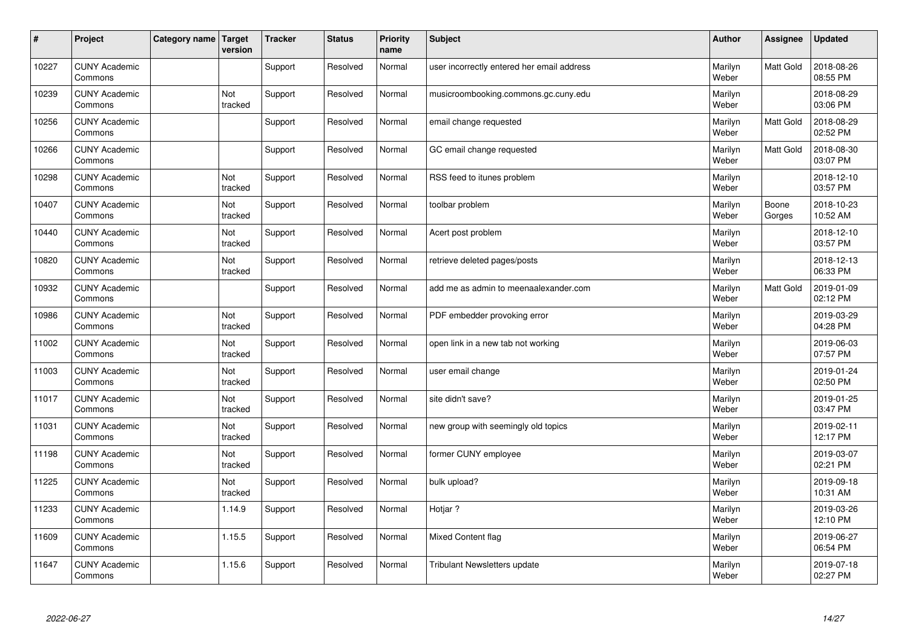| # | Project | Category name | Target version | Tracker | Status | Priority name | Subject | Author | Assignee | Updated |
|---|---|---|---|---|---|---|---|---|---|---|
| 10227 | CUNY Academic Commons | | | Support | Resolved | Normal | user incorrectly entered her email address | Marilyn Weber | Matt Gold | 2018-08-26 08:55 PM |
| 10239 | CUNY Academic Commons | | Not tracked | Support | Resolved | Normal | musicroombooking.commons.gc.cuny.edu | Marilyn Weber | | 2018-08-29 03:06 PM |
| 10256 | CUNY Academic Commons | | | Support | Resolved | Normal | email change requested | Marilyn Weber | Matt Gold | 2018-08-29 02:52 PM |
| 10266 | CUNY Academic Commons | | | Support | Resolved | Normal | GC email change requested | Marilyn Weber | Matt Gold | 2018-08-30 03:07 PM |
| 10298 | CUNY Academic Commons | | Not tracked | Support | Resolved | Normal | RSS feed to itunes problem | Marilyn Weber | | 2018-12-10 03:57 PM |
| 10407 | CUNY Academic Commons | | Not tracked | Support | Resolved | Normal | toolbar problem | Marilyn Weber | Boone Gorges | 2018-10-23 10:52 AM |
| 10440 | CUNY Academic Commons | | Not tracked | Support | Resolved | Normal | Acert post problem | Marilyn Weber | | 2018-12-10 03:57 PM |
| 10820 | CUNY Academic Commons | | Not tracked | Support | Resolved | Normal | retrieve deleted pages/posts | Marilyn Weber | | 2018-12-13 06:33 PM |
| 10932 | CUNY Academic Commons | | | Support | Resolved | Normal | add me as admin to meenaalexander.com | Marilyn Weber | Matt Gold | 2019-01-09 02:12 PM |
| 10986 | CUNY Academic Commons | | Not tracked | Support | Resolved | Normal | PDF embedder provoking error | Marilyn Weber | | 2019-03-29 04:28 PM |
| 11002 | CUNY Academic Commons | | Not tracked | Support | Resolved | Normal | open link in a new tab not working | Marilyn Weber | | 2019-06-03 07:57 PM |
| 11003 | CUNY Academic Commons | | Not tracked | Support | Resolved | Normal | user email change | Marilyn Weber | | 2019-01-24 02:50 PM |
| 11017 | CUNY Academic Commons | | Not tracked | Support | Resolved | Normal | site didn't save? | Marilyn Weber | | 2019-01-25 03:47 PM |
| 11031 | CUNY Academic Commons | | Not tracked | Support | Resolved | Normal | new group with seemingly old topics | Marilyn Weber | | 2019-02-11 12:17 PM |
| 11198 | CUNY Academic Commons | | Not tracked | Support | Resolved | Normal | former CUNY employee | Marilyn Weber | | 2019-03-07 02:21 PM |
| 11225 | CUNY Academic Commons | | Not tracked | Support | Resolved | Normal | bulk upload? | Marilyn Weber | | 2019-09-18 10:31 AM |
| 11233 | CUNY Academic Commons | | 1.14.9 | Support | Resolved | Normal | Hotjar ? | Marilyn Weber | | 2019-03-26 12:10 PM |
| 11609 | CUNY Academic Commons | | 1.15.5 | Support | Resolved | Normal | Mixed Content flag | Marilyn Weber | | 2019-06-27 06:54 PM |
| 11647 | CUNY Academic Commons | | 1.15.6 | Support | Resolved | Normal | Tribulant Newsletters update | Marilyn Weber | | 2019-07-18 02:27 PM |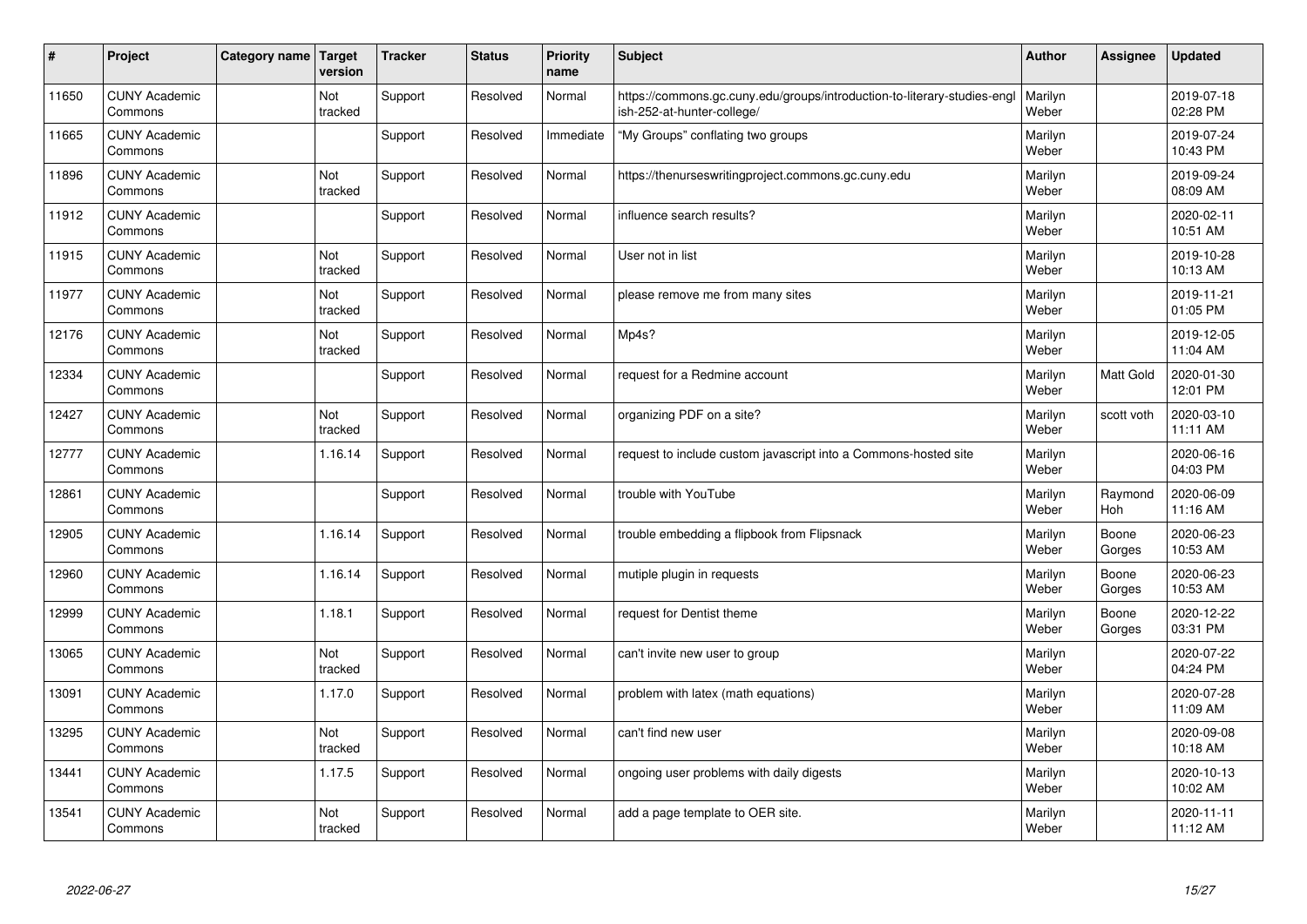| # | Project | Category name | Target version | Tracker | Status | Priority name | Subject | Author | Assignee | Updated |
|---|---|---|---|---|---|---|---|---|---|---|
| 11650 | CUNY Academic Commons | | Not tracked | Support | Resolved | Normal | https://commons.gc.cuny.edu/groups/introduction-to-literary-studies-english-252-at-hunter-college/ | Marilyn Weber | | 2019-07-18 02:28 PM |
| 11665 | CUNY Academic Commons | | | Support | Resolved | Immediate | "My Groups" conflating two groups | Marilyn Weber | | 2019-07-24 10:43 PM |
| 11896 | CUNY Academic Commons | | Not tracked | Support | Resolved | Normal | https://thenurseswritingproject.commons.gc.cuny.edu | Marilyn Weber | | 2019-09-24 08:09 AM |
| 11912 | CUNY Academic Commons | | | Support | Resolved | Normal | influence search results? | Marilyn Weber | | 2020-02-11 10:51 AM |
| 11915 | CUNY Academic Commons | | Not tracked | Support | Resolved | Normal | User not in list | Marilyn Weber | | 2019-10-28 10:13 AM |
| 11977 | CUNY Academic Commons | | Not tracked | Support | Resolved | Normal | please remove me from many sites | Marilyn Weber | | 2019-11-21 01:05 PM |
| 12176 | CUNY Academic Commons | | Not tracked | Support | Resolved | Normal | Mp4s? | Marilyn Weber | | 2019-12-05 11:04 AM |
| 12334 | CUNY Academic Commons | | | Support | Resolved | Normal | request for a Redmine account | Marilyn Weber | Matt Gold | 2020-01-30 12:01 PM |
| 12427 | CUNY Academic Commons | | Not tracked | Support | Resolved | Normal | organizing PDF on a site? | Marilyn Weber | scott voth | 2020-03-10 11:11 AM |
| 12777 | CUNY Academic Commons | | 1.16.14 | Support | Resolved | Normal | request to include custom javascript into a Commons-hosted site | Marilyn Weber | | 2020-06-16 04:03 PM |
| 12861 | CUNY Academic Commons | | | Support | Resolved | Normal | trouble with YouTube | Marilyn Weber | Raymond Hoh | 2020-06-09 11:16 AM |
| 12905 | CUNY Academic Commons | | 1.16.14 | Support | Resolved | Normal | trouble embedding a flipbook from Flipsnack | Marilyn Weber | Boone Gorges | 2020-06-23 10:53 AM |
| 12960 | CUNY Academic Commons | | 1.16.14 | Support | Resolved | Normal | mutiple plugin in requests | Marilyn Weber | Boone Gorges | 2020-06-23 10:53 AM |
| 12999 | CUNY Academic Commons | | 1.18.1 | Support | Resolved | Normal | request for Dentist theme | Marilyn Weber | Boone Gorges | 2020-12-22 03:31 PM |
| 13065 | CUNY Academic Commons | | Not tracked | Support | Resolved | Normal | can't invite new user to group | Marilyn Weber | | 2020-07-22 04:24 PM |
| 13091 | CUNY Academic Commons | | 1.17.0 | Support | Resolved | Normal | problem with latex (math equations) | Marilyn Weber | | 2020-07-28 11:09 AM |
| 13295 | CUNY Academic Commons | | Not tracked | Support | Resolved | Normal | can't find new user | Marilyn Weber | | 2020-09-08 10:18 AM |
| 13441 | CUNY Academic Commons | | 1.17.5 | Support | Resolved | Normal | ongoing user problems with daily digests | Marilyn Weber | | 2020-10-13 10:02 AM |
| 13541 | CUNY Academic Commons | | Not tracked | Support | Resolved | Normal | add a page template to OER site. | Marilyn Weber | | 2020-11-11 11:12 AM |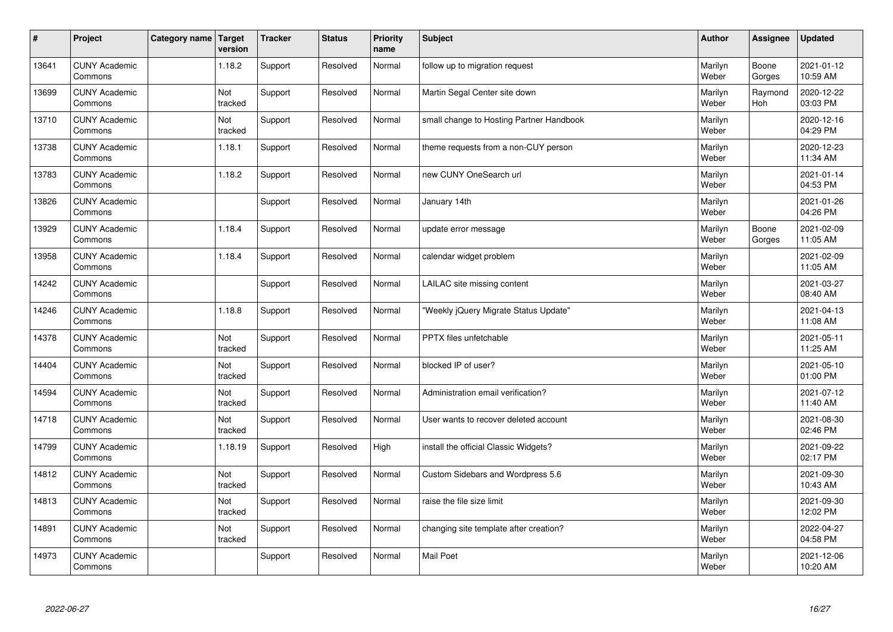| # | Project | Category name | Target version | Tracker | Status | Priority name | Subject | Author | Assignee | Updated |
|---|---|---|---|---|---|---|---|---|---|---|
| 13641 | CUNY Academic Commons | | 1.18.2 | Support | Resolved | Normal | follow up to migration request | Marilyn Weber | Boone Gorges | 2021-01-12 10:59 AM |
| 13699 | CUNY Academic Commons | | Not tracked | Support | Resolved | Normal | Martin Segal Center site down | Marilyn Weber | Raymond Hoh | 2020-12-22 03:03 PM |
| 13710 | CUNY Academic Commons | | Not tracked | Support | Resolved | Normal | small change to Hosting Partner Handbook | Marilyn Weber | | 2020-12-16 04:29 PM |
| 13738 | CUNY Academic Commons | | 1.18.1 | Support | Resolved | Normal | theme requests from a non-CUY person | Marilyn Weber | | 2020-12-23 11:34 AM |
| 13783 | CUNY Academic Commons | | 1.18.2 | Support | Resolved | Normal | new CUNY OneSearch url | Marilyn Weber | | 2021-01-14 04:53 PM |
| 13826 | CUNY Academic Commons | | | Support | Resolved | Normal | January 14th | Marilyn Weber | | 2021-01-26 04:26 PM |
| 13929 | CUNY Academic Commons | | 1.18.4 | Support | Resolved | Normal | update error message | Marilyn Weber | Boone Gorges | 2021-02-09 11:05 AM |
| 13958 | CUNY Academic Commons | | 1.18.4 | Support | Resolved | Normal | calendar widget problem | Marilyn Weber | | 2021-02-09 11:05 AM |
| 14242 | CUNY Academic Commons | | | Support | Resolved | Normal | LAILAC site missing content | Marilyn Weber | | 2021-03-27 08:40 AM |
| 14246 | CUNY Academic Commons | | 1.18.8 | Support | Resolved | Normal | "Weekly jQuery Migrate Status Update" | Marilyn Weber | | 2021-04-13 11:08 AM |
| 14378 | CUNY Academic Commons | | Not tracked | Support | Resolved | Normal | PPTX files unfetchable | Marilyn Weber | | 2021-05-11 11:25 AM |
| 14404 | CUNY Academic Commons | | Not tracked | Support | Resolved | Normal | blocked IP of user? | Marilyn Weber | | 2021-05-10 01:00 PM |
| 14594 | CUNY Academic Commons | | Not tracked | Support | Resolved | Normal | Administration email verification? | Marilyn Weber | | 2021-07-12 11:40 AM |
| 14718 | CUNY Academic Commons | | Not tracked | Support | Resolved | Normal | User wants to recover deleted account | Marilyn Weber | | 2021-08-30 02:46 PM |
| 14799 | CUNY Academic Commons | | 1.18.19 | Support | Resolved | High | install the official Classic Widgets? | Marilyn Weber | | 2021-09-22 02:17 PM |
| 14812 | CUNY Academic Commons | | Not tracked | Support | Resolved | Normal | Custom Sidebars and Wordpress 5.6 | Marilyn Weber | | 2021-09-30 10:43 AM |
| 14813 | CUNY Academic Commons | | Not tracked | Support | Resolved | Normal | raise the file size limit | Marilyn Weber | | 2021-09-30 12:02 PM |
| 14891 | CUNY Academic Commons | | Not tracked | Support | Resolved | Normal | changing site template after creation? | Marilyn Weber | | 2022-04-27 04:58 PM |
| 14973 | CUNY Academic Commons | | | Support | Resolved | Normal | Mail Poet | Marilyn Weber | | 2021-12-06 10:20 AM |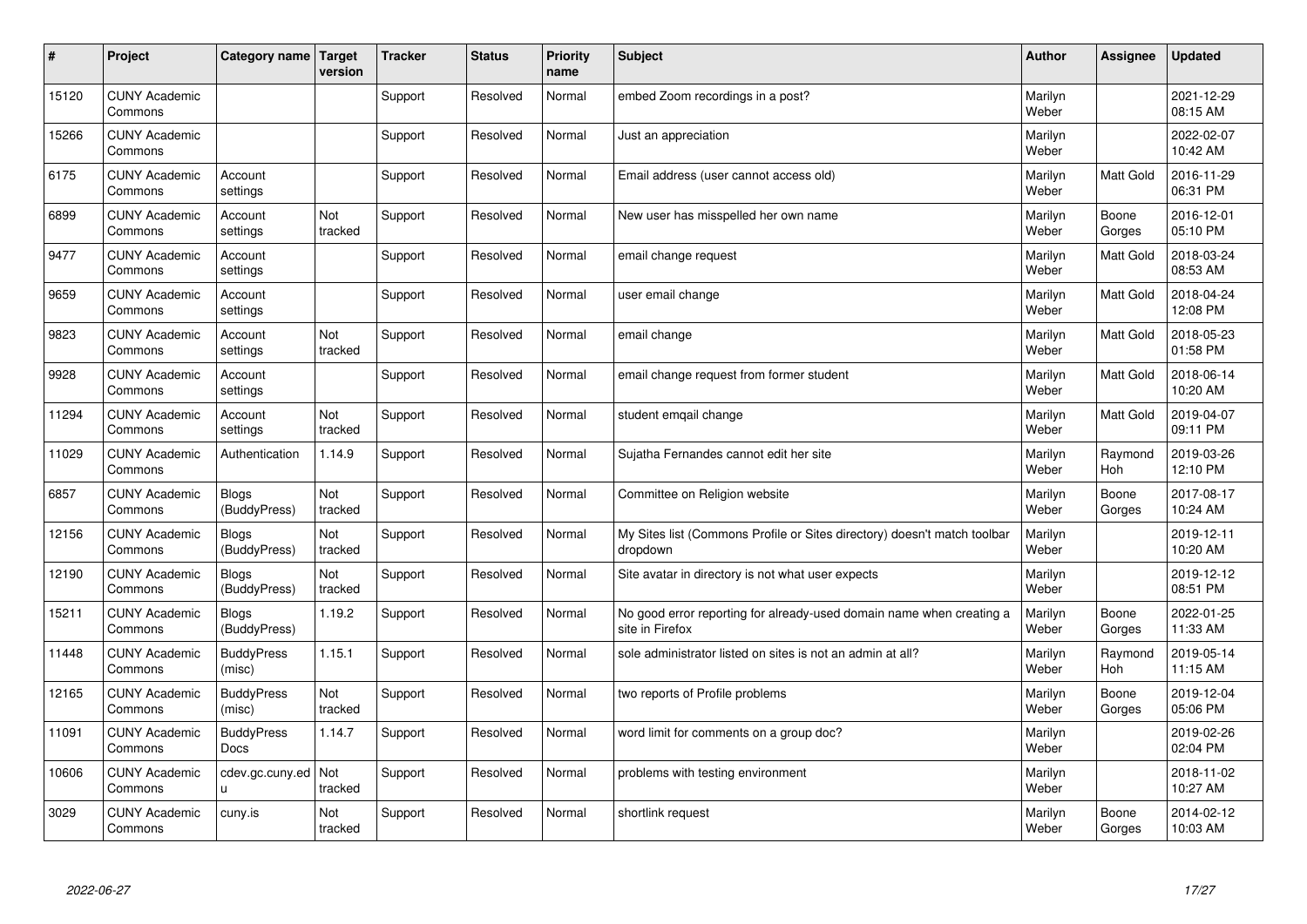| # | Project | Category name | Target version | Tracker | Status | Priority name | Subject | Author | Assignee | Updated |
|---|---|---|---|---|---|---|---|---|---|---|
| 15120 | CUNY Academic Commons | | | Support | Resolved | Normal | embed Zoom recordings in a post? | Marilyn Weber | | 2021-12-29 08:15 AM |
| 15266 | CUNY Academic Commons | | | Support | Resolved | Normal | Just an appreciation | Marilyn Weber | | 2022-02-07 10:42 AM |
| 6175 | CUNY Academic Commons | Account settings | | Support | Resolved | Normal | Email address (user cannot access old) | Marilyn Weber | Matt Gold | 2016-11-29 06:31 PM |
| 6899 | CUNY Academic Commons | Account settings | Not tracked | Support | Resolved | Normal | New user has misspelled her own name | Marilyn Weber | Boone Gorges | 2016-12-01 05:10 PM |
| 9477 | CUNY Academic Commons | Account settings | | Support | Resolved | Normal | email change request | Marilyn Weber | Matt Gold | 2018-03-24 08:53 AM |
| 9659 | CUNY Academic Commons | Account settings | | Support | Resolved | Normal | user email change | Marilyn Weber | Matt Gold | 2018-04-24 12:08 PM |
| 9823 | CUNY Academic Commons | Account settings | Not tracked | Support | Resolved | Normal | email change | Marilyn Weber | Matt Gold | 2018-05-23 01:58 PM |
| 9928 | CUNY Academic Commons | Account settings | | Support | Resolved | Normal | email change request from former student | Marilyn Weber | Matt Gold | 2018-06-14 10:20 AM |
| 11294 | CUNY Academic Commons | Account settings | Not tracked | Support | Resolved | Normal | student emqail change | Marilyn Weber | Matt Gold | 2019-04-07 09:11 PM |
| 11029 | CUNY Academic Commons | Authentication | 1.14.9 | Support | Resolved | Normal | Sujatha Fernandes cannot edit her site | Marilyn Weber | Raymond Hoh | 2019-03-26 12:10 PM |
| 6857 | CUNY Academic Commons | Blogs (BuddyPress) | Not tracked | Support | Resolved | Normal | Committee on Religion website | Marilyn Weber | Boone Gorges | 2017-08-17 10:24 AM |
| 12156 | CUNY Academic Commons | Blogs (BuddyPress) | Not tracked | Support | Resolved | Normal | My Sites list (Commons Profile or Sites directory) doesn't match toolbar dropdown | Marilyn Weber | | 2019-12-11 10:20 AM |
| 12190 | CUNY Academic Commons | Blogs (BuddyPress) | Not tracked | Support | Resolved | Normal | Site avatar in directory is not what user expects | Marilyn Weber | | 2019-12-12 08:51 PM |
| 15211 | CUNY Academic Commons | Blogs (BuddyPress) | 1.19.2 | Support | Resolved | Normal | No good error reporting for already-used domain name when creating a site in Firefox | Marilyn Weber | Boone Gorges | 2022-01-25 11:33 AM |
| 11448 | CUNY Academic Commons | BuddyPress (misc) | 1.15.1 | Support | Resolved | Normal | sole administrator listed on sites is not an admin at all? | Marilyn Weber | Raymond Hoh | 2019-05-14 11:15 AM |
| 12165 | CUNY Academic Commons | BuddyPress (misc) | Not tracked | Support | Resolved | Normal | two reports of Profile problems | Marilyn Weber | Boone Gorges | 2019-12-04 05:06 PM |
| 11091 | CUNY Academic Commons | BuddyPress Docs | 1.14.7 | Support | Resolved | Normal | word limit for comments on a group doc? | Marilyn Weber | | 2019-02-26 02:04 PM |
| 10606 | CUNY Academic Commons | cdev.gc.cuny.edu | Not tracked | Support | Resolved | Normal | problems with testing environment | Marilyn Weber | | 2018-11-02 10:27 AM |
| 3029 | CUNY Academic Commons | cuny.is | Not tracked | Support | Resolved | Normal | shortlink request | Marilyn Weber | Boone Gorges | 2014-02-12 10:03 AM |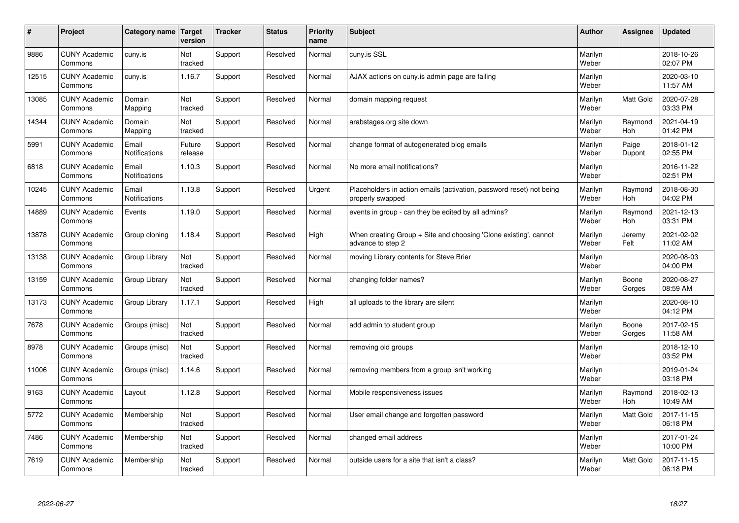| # | Project | Category name | Target version | Tracker | Status | Priority name | Subject | Author | Assignee | Updated |
|---|---|---|---|---|---|---|---|---|---|---|
| 9886 | CUNY Academic Commons | cuny.is | Not tracked | Support | Resolved | Normal | cuny.is SSL | Marilyn Weber | | 2018-10-26 02:07 PM |
| 12515 | CUNY Academic Commons | cuny.is | 1.16.7 | Support | Resolved | Normal | AJAX actions on cuny.is admin page are failing | Marilyn Weber | | 2020-03-10 11:57 AM |
| 13085 | CUNY Academic Commons | Domain Mapping | Not tracked | Support | Resolved | Normal | domain mapping request | Marilyn Weber | Matt Gold | 2020-07-28 03:33 PM |
| 14344 | CUNY Academic Commons | Domain Mapping | Not tracked | Support | Resolved | Normal | arabstages.org site down | Marilyn Weber | Raymond Hoh | 2021-04-19 01:42 PM |
| 5991 | CUNY Academic Commons | Email Notifications | Future release | Support | Resolved | Normal | change format of autogenerated blog emails | Marilyn Weber | Paige Dupont | 2018-01-12 02:55 PM |
| 6818 | CUNY Academic Commons | Email Notifications | 1.10.3 | Support | Resolved | Normal | No more email notifications? | Marilyn Weber | | 2016-11-22 02:51 PM |
| 10245 | CUNY Academic Commons | Email Notifications | 1.13.8 | Support | Resolved | Urgent | Placeholders in action emails (activation, password reset) not being properly swapped | Marilyn Weber | Raymond Hoh | 2018-08-30 04:02 PM |
| 14889 | CUNY Academic Commons | Events | 1.19.0 | Support | Resolved | Normal | events in group - can they be edited by all admins? | Marilyn Weber | Raymond Hoh | 2021-12-13 03:31 PM |
| 13878 | CUNY Academic Commons | Group cloning | 1.18.4 | Support | Resolved | High | When creating Group + Site and choosing 'Clone existing', cannot advance to step 2 | Marilyn Weber | Jeremy Felt | 2021-02-02 11:02 AM |
| 13138 | CUNY Academic Commons | Group Library | Not tracked | Support | Resolved | Normal | moving Library contents for Steve Brier | Marilyn Weber | | 2020-08-03 04:00 PM |
| 13159 | CUNY Academic Commons | Group Library | Not tracked | Support | Resolved | Normal | changing folder names? | Marilyn Weber | Boone Gorges | 2020-08-27 08:59 AM |
| 13173 | CUNY Academic Commons | Group Library | 1.17.1 | Support | Resolved | High | all uploads to the library are silent | Marilyn Weber | | 2020-08-10 04:12 PM |
| 7678 | CUNY Academic Commons | Groups (misc) | Not tracked | Support | Resolved | Normal | add admin to student group | Marilyn Weber | Boone Gorges | 2017-02-15 11:58 AM |
| 8978 | CUNY Academic Commons | Groups (misc) | Not tracked | Support | Resolved | Normal | removing old groups | Marilyn Weber | | 2018-12-10 03:52 PM |
| 11006 | CUNY Academic Commons | Groups (misc) | 1.14.6 | Support | Resolved | Normal | removing members from a group isn't working | Marilyn Weber | | 2019-01-24 03:18 PM |
| 9163 | CUNY Academic Commons | Layout | 1.12.8 | Support | Resolved | Normal | Mobile responsiveness issues | Marilyn Weber | Raymond Hoh | 2018-02-13 10:49 AM |
| 5772 | CUNY Academic Commons | Membership | Not tracked | Support | Resolved | Normal | User email change and forgotten password | Marilyn Weber | Matt Gold | 2017-11-15 06:18 PM |
| 7486 | CUNY Academic Commons | Membership | Not tracked | Support | Resolved | Normal | changed email address | Marilyn Weber | | 2017-01-24 10:00 PM |
| 7619 | CUNY Academic Commons | Membership | Not tracked | Support | Resolved | Normal | outside users for a site that isn't a class? | Marilyn Weber | Matt Gold | 2017-11-15 06:18 PM |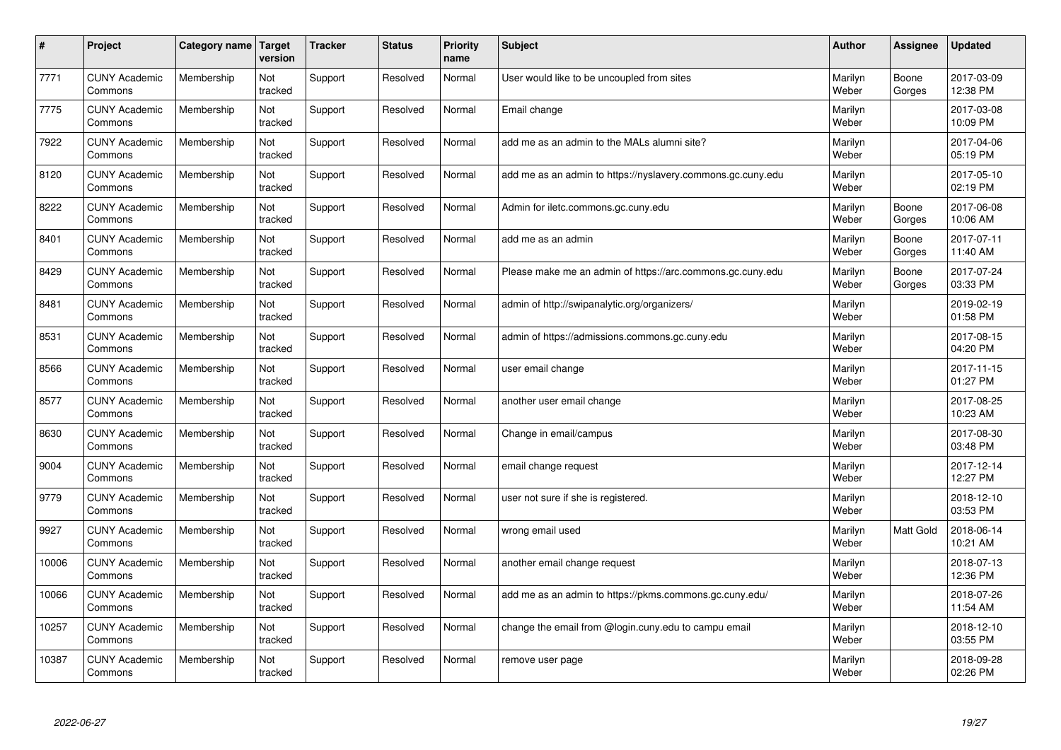| # | Project | Category name | Target version | Tracker | Status | Priority name | Subject | Author | Assignee | Updated |
|---|---|---|---|---|---|---|---|---|---|---|
| 7771 | CUNY Academic Commons | Membership | Not tracked | Support | Resolved | Normal | User would like to be uncoupled from sites | Marilyn Weber | Boone Gorges | 2017-03-09 12:38 PM |
| 7775 | CUNY Academic Commons | Membership | Not tracked | Support | Resolved | Normal | Email change | Marilyn Weber | | 2017-03-08 10:09 PM |
| 7922 | CUNY Academic Commons | Membership | Not tracked | Support | Resolved | Normal | add me as an admin to the MALs alumni site? | Marilyn Weber | | 2017-04-06 05:19 PM |
| 8120 | CUNY Academic Commons | Membership | Not tracked | Support | Resolved | Normal | add me as an admin to https://nyslavery.commons.gc.cuny.edu | Marilyn Weber | | 2017-05-10 02:19 PM |
| 8222 | CUNY Academic Commons | Membership | Not tracked | Support | Resolved | Normal | Admin for iletc.commons.gc.cuny.edu | Marilyn Weber | Boone Gorges | 2017-06-08 10:06 AM |
| 8401 | CUNY Academic Commons | Membership | Not tracked | Support | Resolved | Normal | add me as an admin | Marilyn Weber | Boone Gorges | 2017-07-11 11:40 AM |
| 8429 | CUNY Academic Commons | Membership | Not tracked | Support | Resolved | Normal | Please make me an admin of https://arc.commons.gc.cuny.edu | Marilyn Weber | Boone Gorges | 2017-07-24 03:33 PM |
| 8481 | CUNY Academic Commons | Membership | Not tracked | Support | Resolved | Normal | admin of http://swipanalytic.org/organizers/ | Marilyn Weber | | 2019-02-19 01:58 PM |
| 8531 | CUNY Academic Commons | Membership | Not tracked | Support | Resolved | Normal | admin of https://admissions.commons.gc.cuny.edu | Marilyn Weber | | 2017-08-15 04:20 PM |
| 8566 | CUNY Academic Commons | Membership | Not tracked | Support | Resolved | Normal | user email change | Marilyn Weber | | 2017-11-15 01:27 PM |
| 8577 | CUNY Academic Commons | Membership | Not tracked | Support | Resolved | Normal | another user email change | Marilyn Weber | | 2017-08-25 10:23 AM |
| 8630 | CUNY Academic Commons | Membership | Not tracked | Support | Resolved | Normal | Change in email/campus | Marilyn Weber | | 2017-08-30 03:48 PM |
| 9004 | CUNY Academic Commons | Membership | Not tracked | Support | Resolved | Normal | email change request | Marilyn Weber | | 2017-12-14 12:27 PM |
| 9779 | CUNY Academic Commons | Membership | Not tracked | Support | Resolved | Normal | user not sure if she is registered. | Marilyn Weber | | 2018-12-10 03:53 PM |
| 9927 | CUNY Academic Commons | Membership | Not tracked | Support | Resolved | Normal | wrong email used | Marilyn Weber | Matt Gold | 2018-06-14 10:21 AM |
| 10006 | CUNY Academic Commons | Membership | Not tracked | Support | Resolved | Normal | another email change request | Marilyn Weber | | 2018-07-13 12:36 PM |
| 10066 | CUNY Academic Commons | Membership | Not tracked | Support | Resolved | Normal | add me as an admin to https://pkms.commons.gc.cuny.edu/ | Marilyn Weber | | 2018-07-26 11:54 AM |
| 10257 | CUNY Academic Commons | Membership | Not tracked | Support | Resolved | Normal | change the email from @login.cuny.edu to campu email | Marilyn Weber | | 2018-12-10 03:55 PM |
| 10387 | CUNY Academic Commons | Membership | Not tracked | Support | Resolved | Normal | remove user page | Marilyn Weber | | 2018-09-28 02:26 PM |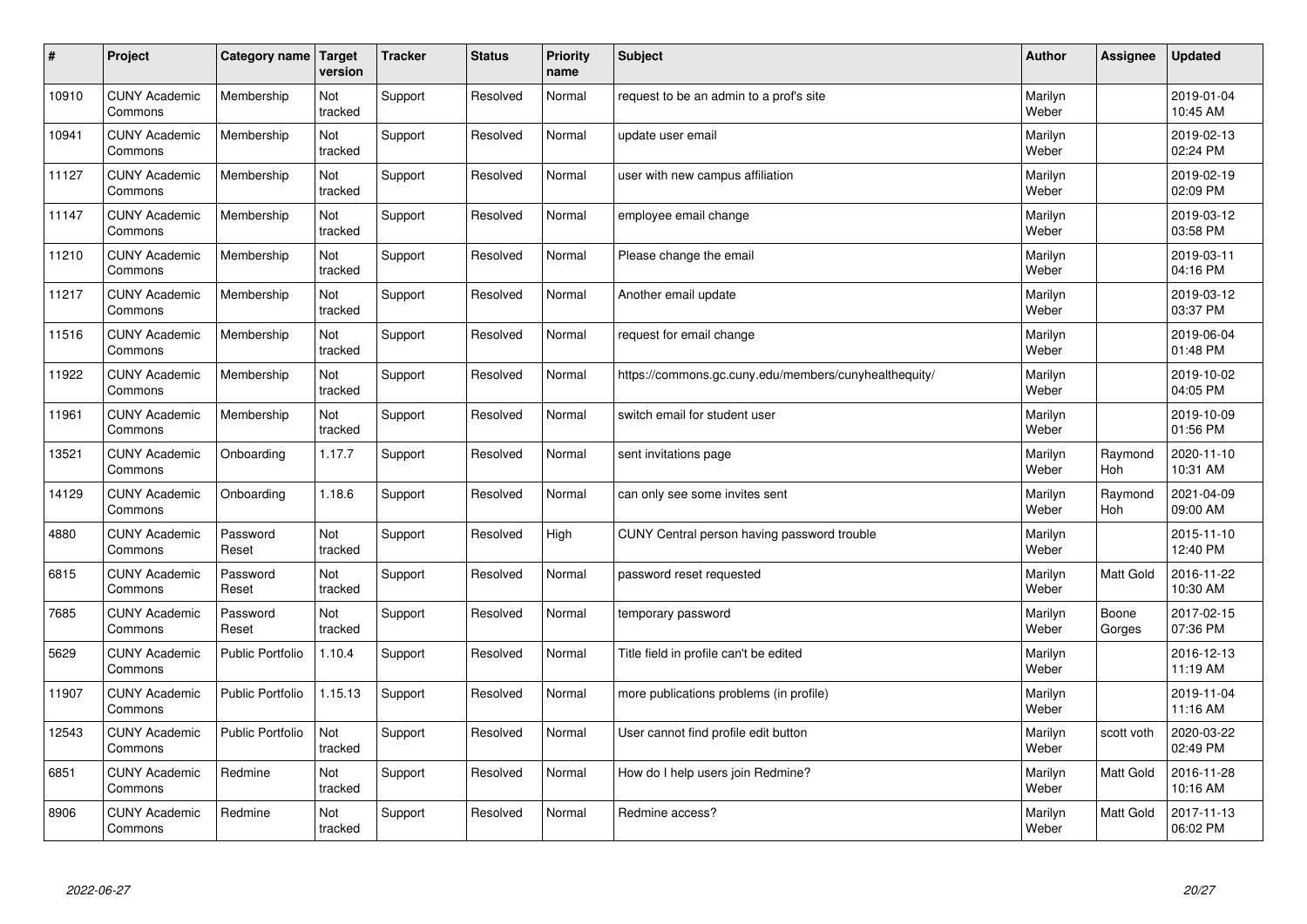| # | Project | Category name | Target version | Tracker | Status | Priority name | Subject | Author | Assignee | Updated |
|---|---|---|---|---|---|---|---|---|---|---|
| 10910 | CUNY Academic Commons | Membership | Not tracked | Support | Resolved | Normal | request to be an admin to a prof's site | Marilyn Weber | | 2019-01-04 10:45 AM |
| 10941 | CUNY Academic Commons | Membership | Not tracked | Support | Resolved | Normal | update user email | Marilyn Weber | | 2019-02-13 02:24 PM |
| 11127 | CUNY Academic Commons | Membership | Not tracked | Support | Resolved | Normal | user with new campus affiliation | Marilyn Weber | | 2019-02-19 02:09 PM |
| 11147 | CUNY Academic Commons | Membership | Not tracked | Support | Resolved | Normal | employee email change | Marilyn Weber | | 2019-03-12 03:58 PM |
| 11210 | CUNY Academic Commons | Membership | Not tracked | Support | Resolved | Normal | Please change the email | Marilyn Weber | | 2019-03-11 04:16 PM |
| 11217 | CUNY Academic Commons | Membership | Not tracked | Support | Resolved | Normal | Another email update | Marilyn Weber | | 2019-03-12 03:37 PM |
| 11516 | CUNY Academic Commons | Membership | Not tracked | Support | Resolved | Normal | request for email change | Marilyn Weber | | 2019-06-04 01:48 PM |
| 11922 | CUNY Academic Commons | Membership | Not tracked | Support | Resolved | Normal | https://commons.gc.cuny.edu/members/cunyhealthequity/ | Marilyn Weber | | 2019-10-02 04:05 PM |
| 11961 | CUNY Academic Commons | Membership | Not tracked | Support | Resolved | Normal | switch email for student user | Marilyn Weber | | 2019-10-09 01:56 PM |
| 13521 | CUNY Academic Commons | Onboarding | 1.17.7 | Support | Resolved | Normal | sent invitations page | Marilyn Weber | Raymond Hoh | 2020-11-10 10:31 AM |
| 14129 | CUNY Academic Commons | Onboarding | 1.18.6 | Support | Resolved | Normal | can only see some invites sent | Marilyn Weber | Raymond Hoh | 2021-04-09 09:00 AM |
| 4880 | CUNY Academic Commons | Password Reset | Not tracked | Support | Resolved | High | CUNY Central person having password trouble | Marilyn Weber | | 2015-11-10 12:40 PM |
| 6815 | CUNY Academic Commons | Password Reset | Not tracked | Support | Resolved | Normal | password reset requested | Marilyn Weber | Matt Gold | 2016-11-22 10:30 AM |
| 7685 | CUNY Academic Commons | Password Reset | Not tracked | Support | Resolved | Normal | temporary password | Marilyn Weber | Boone Gorges | 2017-02-15 07:36 PM |
| 5629 | CUNY Academic Commons | Public Portfolio | 1.10.4 | Support | Resolved | Normal | Title field in profile can't be edited | Marilyn Weber | | 2016-12-13 11:19 AM |
| 11907 | CUNY Academic Commons | Public Portfolio | 1.15.13 | Support | Resolved | Normal | more publications problems (in profile) | Marilyn Weber | | 2019-11-04 11:16 AM |
| 12543 | CUNY Academic Commons | Public Portfolio | Not tracked | Support | Resolved | Normal | User cannot find profile edit button | Marilyn Weber | scott voth | 2020-03-22 02:49 PM |
| 6851 | CUNY Academic Commons | Redmine | Not tracked | Support | Resolved | Normal | How do I help users join Redmine? | Marilyn Weber | Matt Gold | 2016-11-28 10:16 AM |
| 8906 | CUNY Academic Commons | Redmine | Not tracked | Support | Resolved | Normal | Redmine access? | Marilyn Weber | Matt Gold | 2017-11-13 06:02 PM |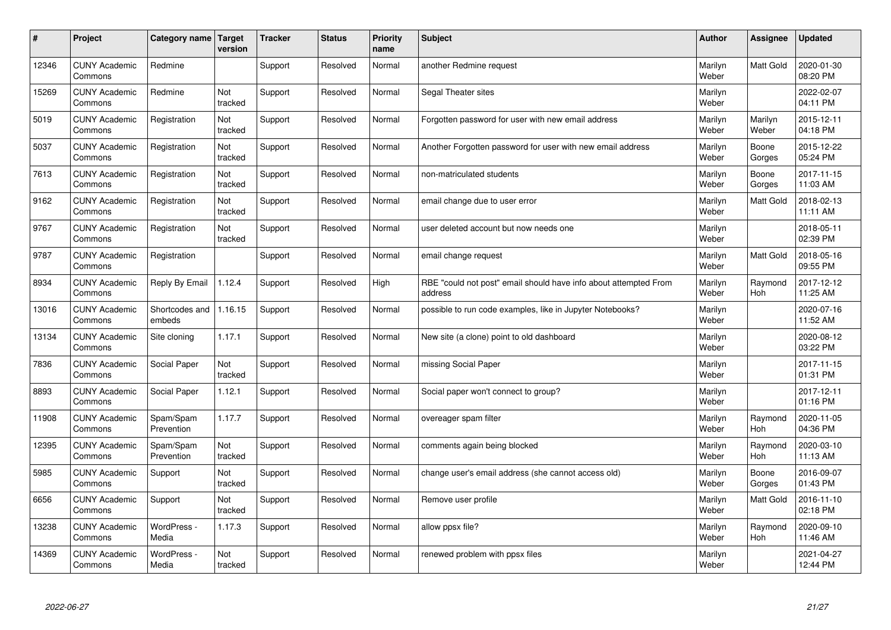| # | Project | Category name | Target version | Tracker | Status | Priority name | Subject | Author | Assignee | Updated |
|---|---|---|---|---|---|---|---|---|---|---|
| 12346 | CUNY Academic Commons | Redmine | | Support | Resolved | Normal | another Redmine request | Marilyn Weber | Matt Gold | 2020-01-30 08:20 PM |
| 15269 | CUNY Academic Commons | Redmine | Not tracked | Support | Resolved | Normal | Segal Theater sites | Marilyn Weber | | 2022-02-07 04:11 PM |
| 5019 | CUNY Academic Commons | Registration | Not tracked | Support | Resolved | Normal | Forgotten password for user with new email address | Marilyn Weber | Marilyn Weber | 2015-12-11 04:18 PM |
| 5037 | CUNY Academic Commons | Registration | Not tracked | Support | Resolved | Normal | Another Forgotten password for user with new email address | Marilyn Weber | Boone Gorges | 2015-12-22 05:24 PM |
| 7613 | CUNY Academic Commons | Registration | Not tracked | Support | Resolved | Normal | non-matriculated students | Marilyn Weber | Boone Gorges | 2017-11-15 11:03 AM |
| 9162 | CUNY Academic Commons | Registration | Not tracked | Support | Resolved | Normal | email change due to user error | Marilyn Weber | Matt Gold | 2018-02-13 11:11 AM |
| 9767 | CUNY Academic Commons | Registration | Not tracked | Support | Resolved | Normal | user deleted account but now needs one | Marilyn Weber | | 2018-05-11 02:39 PM |
| 9787 | CUNY Academic Commons | Registration | | Support | Resolved | Normal | email change request | Marilyn Weber | Matt Gold | 2018-05-16 09:55 PM |
| 8934 | CUNY Academic Commons | Reply By Email | 1.12.4 | Support | Resolved | High | RBE "could not post" email should have info about attempted From address | Marilyn Weber | Raymond Hoh | 2017-12-12 11:25 AM |
| 13016 | CUNY Academic Commons | Shortcodes and embeds | 1.16.15 | Support | Resolved | Normal | possible to run code examples, like in Jupyter Notebooks? | Marilyn Weber | | 2020-07-16 11:52 AM |
| 13134 | CUNY Academic Commons | Site cloning | 1.17.1 | Support | Resolved | Normal | New site (a clone) point to old dashboard | Marilyn Weber | | 2020-08-12 03:22 PM |
| 7836 | CUNY Academic Commons | Social Paper | Not tracked | Support | Resolved | Normal | missing Social Paper | Marilyn Weber | | 2017-11-15 01:31 PM |
| 8893 | CUNY Academic Commons | Social Paper | 1.12.1 | Support | Resolved | Normal | Social paper won't connect to group? | Marilyn Weber | | 2017-12-11 01:16 PM |
| 11908 | CUNY Academic Commons | Spam/Spam Prevention | 1.17.7 | Support | Resolved | Normal | overeager spam filter | Marilyn Weber | Raymond Hoh | 2020-11-05 04:36 PM |
| 12395 | CUNY Academic Commons | Spam/Spam Prevention | Not tracked | Support | Resolved | Normal | comments again being blocked | Marilyn Weber | Raymond Hoh | 2020-03-10 11:13 AM |
| 5985 | CUNY Academic Commons | Support | Not tracked | Support | Resolved | Normal | change user's email address (she cannot access old) | Marilyn Weber | Boone Gorges | 2016-09-07 01:43 PM |
| 6656 | CUNY Academic Commons | Support | Not tracked | Support | Resolved | Normal | Remove user profile | Marilyn Weber | Matt Gold | 2016-11-10 02:18 PM |
| 13238 | CUNY Academic Commons | WordPress - Media | 1.17.3 | Support | Resolved | Normal | allow ppsx file? | Marilyn Weber | Raymond Hoh | 2020-09-10 11:46 AM |
| 14369 | CUNY Academic Commons | WordPress - Media | Not tracked | Support | Resolved | Normal | renewed problem with ppsx files | Marilyn Weber | | 2021-04-27 12:44 PM |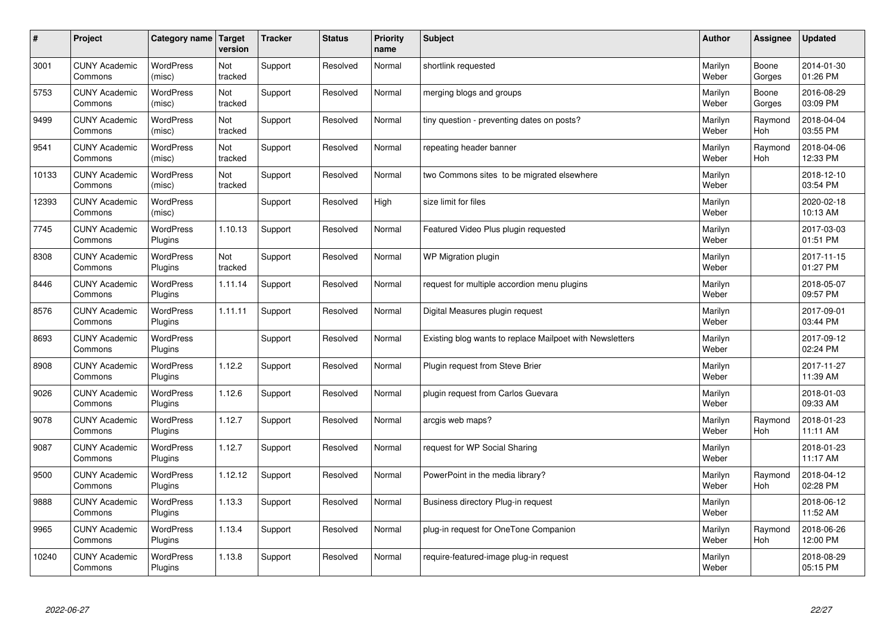| # | Project | Category name | Target version | Tracker | Status | Priority name | Subject | Author | Assignee | Updated |
|---|---|---|---|---|---|---|---|---|---|---|
| 3001 | CUNY Academic Commons | WordPress (misc) | Not tracked | Support | Resolved | Normal | shortlink requested | Marilyn Weber | Boone Gorges | 2014-01-30 01:26 PM |
| 5753 | CUNY Academic Commons | WordPress (misc) | Not tracked | Support | Resolved | Normal | merging blogs and groups | Marilyn Weber | Boone Gorges | 2016-08-29 03:09 PM |
| 9499 | CUNY Academic Commons | WordPress (misc) | Not tracked | Support | Resolved | Normal | tiny question - preventing dates on posts? | Marilyn Weber | Raymond Hoh | 2018-04-04 03:55 PM |
| 9541 | CUNY Academic Commons | WordPress (misc) | Not tracked | Support | Resolved | Normal | repeating header banner | Marilyn Weber | Raymond Hoh | 2018-04-06 12:33 PM |
| 10133 | CUNY Academic Commons | WordPress (misc) | Not tracked | Support | Resolved | Normal | two Commons sites to be migrated elsewhere | Marilyn Weber | | 2018-12-10 03:54 PM |
| 12393 | CUNY Academic Commons | WordPress (misc) | | Support | Resolved | High | size limit for files | Marilyn Weber | | 2020-02-18 10:13 AM |
| 7745 | CUNY Academic Commons | WordPress Plugins | 1.10.13 | Support | Resolved | Normal | Featured Video Plus plugin requested | Marilyn Weber | | 2017-03-03 01:51 PM |
| 8308 | CUNY Academic Commons | WordPress Plugins | Not tracked | Support | Resolved | Normal | WP Migration plugin | Marilyn Weber | | 2017-11-15 01:27 PM |
| 8446 | CUNY Academic Commons | WordPress Plugins | 1.11.14 | Support | Resolved | Normal | request for multiple accordion menu plugins | Marilyn Weber | | 2018-05-07 09:57 PM |
| 8576 | CUNY Academic Commons | WordPress Plugins | 1.11.11 | Support | Resolved | Normal | Digital Measures plugin request | Marilyn Weber | | 2017-09-01 03:44 PM |
| 8693 | CUNY Academic Commons | WordPress Plugins | | Support | Resolved | Normal | Existing blog wants to replace Mailpoet with Newsletters | Marilyn Weber | | 2017-09-12 02:24 PM |
| 8908 | CUNY Academic Commons | WordPress Plugins | 1.12.2 | Support | Resolved | Normal | Plugin request from Steve Brier | Marilyn Weber | | 2017-11-27 11:39 AM |
| 9026 | CUNY Academic Commons | WordPress Plugins | 1.12.6 | Support | Resolved | Normal | plugin request from Carlos Guevara | Marilyn Weber | | 2018-01-03 09:33 AM |
| 9078 | CUNY Academic Commons | WordPress Plugins | 1.12.7 | Support | Resolved | Normal | arcgis web maps? | Marilyn Weber | Raymond Hoh | 2018-01-23 11:11 AM |
| 9087 | CUNY Academic Commons | WordPress Plugins | 1.12.7 | Support | Resolved | Normal | request for WP Social Sharing | Marilyn Weber | | 2018-01-23 11:17 AM |
| 9500 | CUNY Academic Commons | WordPress Plugins | 1.12.12 | Support | Resolved | Normal | PowerPoint in the media library? | Marilyn Weber | Raymond Hoh | 2018-04-12 02:28 PM |
| 9888 | CUNY Academic Commons | WordPress Plugins | 1.13.3 | Support | Resolved | Normal | Business directory Plug-in request | Marilyn Weber | | 2018-06-12 11:52 AM |
| 9965 | CUNY Academic Commons | WordPress Plugins | 1.13.4 | Support | Resolved | Normal | plug-in request for OneTone Companion | Marilyn Weber | Raymond Hoh | 2018-06-26 12:00 PM |
| 10240 | CUNY Academic Commons | WordPress Plugins | 1.13.8 | Support | Resolved | Normal | require-featured-image plug-in request | Marilyn Weber | | 2018-08-29 05:15 PM |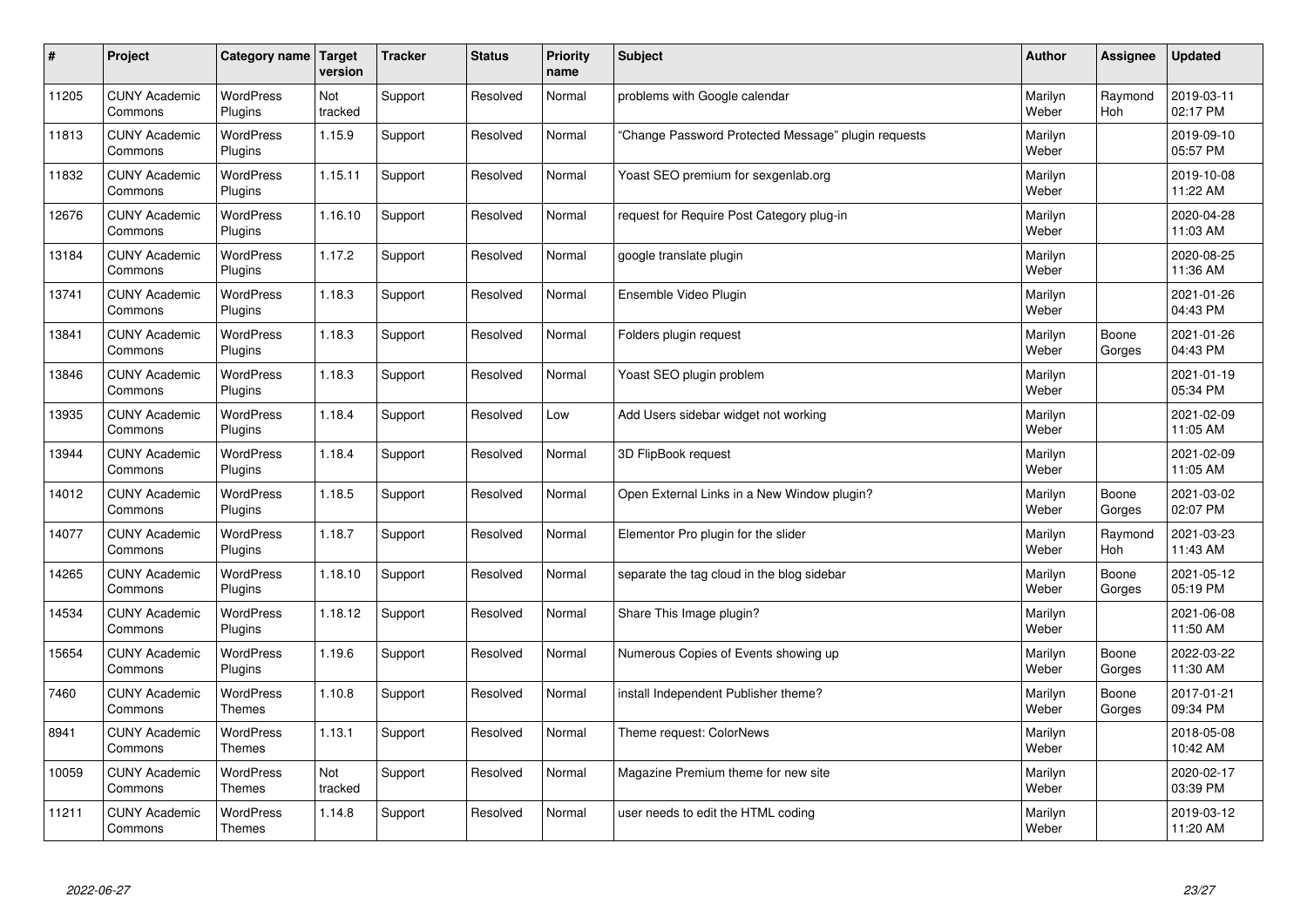| # | Project | Category name | Target version | Tracker | Status | Priority name | Subject | Author | Assignee | Updated |
|---|---|---|---|---|---|---|---|---|---|---|
| 11205 | CUNY Academic Commons | WordPress Plugins | Not tracked | Support | Resolved | Normal | problems with Google calendar | Marilyn Weber | Raymond Hoh | 2019-03-11 02:17 PM |
| 11813 | CUNY Academic Commons | WordPress Plugins | 1.15.9 | Support | Resolved | Normal | "Change Password Protected Message" plugin requests | Marilyn Weber | | 2019-09-10 05:57 PM |
| 11832 | CUNY Academic Commons | WordPress Plugins | 1.15.11 | Support | Resolved | Normal | Yoast SEO premium for sexgenlab.org | Marilyn Weber | | 2019-10-08 11:22 AM |
| 12676 | CUNY Academic Commons | WordPress Plugins | 1.16.10 | Support | Resolved | Normal | request for Require Post Category plug-in | Marilyn Weber | | 2020-04-28 11:03 AM |
| 13184 | CUNY Academic Commons | WordPress Plugins | 1.17.2 | Support | Resolved | Normal | google translate plugin | Marilyn Weber | | 2020-08-25 11:36 AM |
| 13741 | CUNY Academic Commons | WordPress Plugins | 1.18.3 | Support | Resolved | Normal | Ensemble Video Plugin | Marilyn Weber | | 2021-01-26 04:43 PM |
| 13841 | CUNY Academic Commons | WordPress Plugins | 1.18.3 | Support | Resolved | Normal | Folders plugin request | Marilyn Weber | Boone Gorges | 2021-01-26 04:43 PM |
| 13846 | CUNY Academic Commons | WordPress Plugins | 1.18.3 | Support | Resolved | Normal | Yoast SEO plugin problem | Marilyn Weber | | 2021-01-19 05:34 PM |
| 13935 | CUNY Academic Commons | WordPress Plugins | 1.18.4 | Support | Resolved | Low | Add Users sidebar widget not working | Marilyn Weber | | 2021-02-09 11:05 AM |
| 13944 | CUNY Academic Commons | WordPress Plugins | 1.18.4 | Support | Resolved | Normal | 3D FlipBook request | Marilyn Weber | | 2021-02-09 11:05 AM |
| 14012 | CUNY Academic Commons | WordPress Plugins | 1.18.5 | Support | Resolved | Normal | Open External Links in a New Window plugin? | Marilyn Weber | Boone Gorges | 2021-03-02 02:07 PM |
| 14077 | CUNY Academic Commons | WordPress Plugins | 1.18.7 | Support | Resolved | Normal | Elementor Pro plugin for the slider | Marilyn Weber | Raymond Hoh | 2021-03-23 11:43 AM |
| 14265 | CUNY Academic Commons | WordPress Plugins | 1.18.10 | Support | Resolved | Normal | separate the tag cloud in the blog sidebar | Marilyn Weber | Boone Gorges | 2021-05-12 05:19 PM |
| 14534 | CUNY Academic Commons | WordPress Plugins | 1.18.12 | Support | Resolved | Normal | Share This Image plugin? | Marilyn Weber | | 2021-06-08 11:50 AM |
| 15654 | CUNY Academic Commons | WordPress Plugins | 1.19.6 | Support | Resolved | Normal | Numerous Copies of Events showing up | Marilyn Weber | Boone Gorges | 2022-03-22 11:30 AM |
| 7460 | CUNY Academic Commons | WordPress Themes | 1.10.8 | Support | Resolved | Normal | install Independent Publisher theme? | Marilyn Weber | Boone Gorges | 2017-01-21 09:34 PM |
| 8941 | CUNY Academic Commons | WordPress Themes | 1.13.1 | Support | Resolved | Normal | Theme request: ColorNews | Marilyn Weber | | 2018-05-08 10:42 AM |
| 10059 | CUNY Academic Commons | WordPress Themes | Not tracked | Support | Resolved | Normal | Magazine Premium theme for new site | Marilyn Weber | | 2020-02-17 03:39 PM |
| 11211 | CUNY Academic Commons | WordPress Themes | 1.14.8 | Support | Resolved | Normal | user needs to edit the HTML coding | Marilyn Weber | | 2019-03-12 11:20 AM |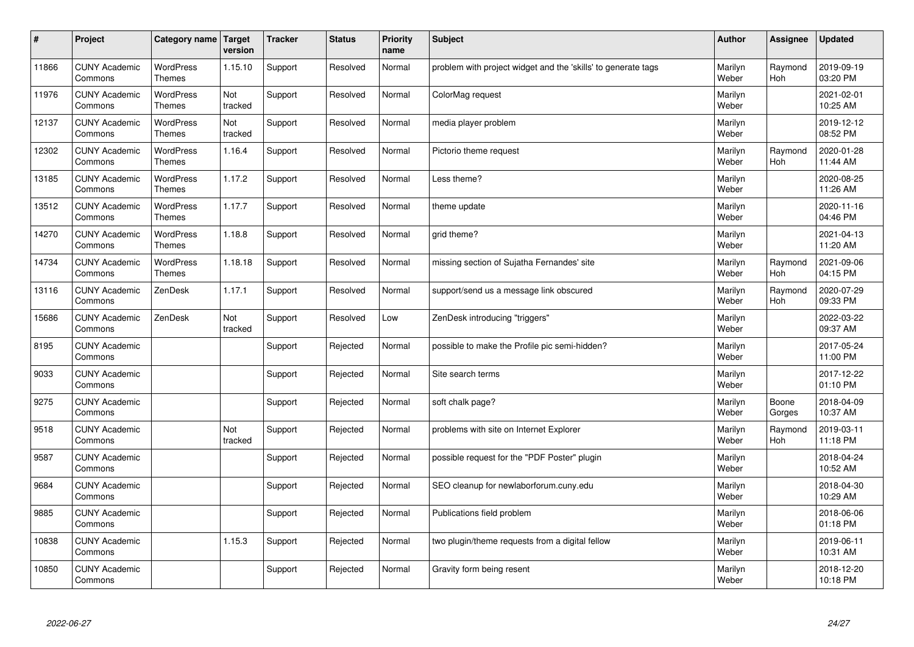| # | Project | Category name | Target version | Tracker | Status | Priority name | Subject | Author | Assignee | Updated |
|---|---|---|---|---|---|---|---|---|---|---|
| 11866 | CUNY Academic Commons | WordPress Themes | 1.15.10 | Support | Resolved | Normal | problem with project widget and the 'skills' to generate tags | Marilyn Weber | Raymond Hoh | 2019-09-19 03:20 PM |
| 11976 | CUNY Academic Commons | WordPress Themes | Not tracked | Support | Resolved | Normal | ColorMag request | Marilyn Weber | | 2021-02-01 10:25 AM |
| 12137 | CUNY Academic Commons | WordPress Themes | Not tracked | Support | Resolved | Normal | media player problem | Marilyn Weber | | 2019-12-12 08:52 PM |
| 12302 | CUNY Academic Commons | WordPress Themes | 1.16.4 | Support | Resolved | Normal | Pictorio theme request | Marilyn Weber | Raymond Hoh | 2020-01-28 11:44 AM |
| 13185 | CUNY Academic Commons | WordPress Themes | 1.17.2 | Support | Resolved | Normal | Less theme? | Marilyn Weber | | 2020-08-25 11:26 AM |
| 13512 | CUNY Academic Commons | WordPress Themes | 1.17.7 | Support | Resolved | Normal | theme update | Marilyn Weber | | 2020-11-16 04:46 PM |
| 14270 | CUNY Academic Commons | WordPress Themes | 1.18.8 | Support | Resolved | Normal | grid theme? | Marilyn Weber | | 2021-04-13 11:20 AM |
| 14734 | CUNY Academic Commons | WordPress Themes | 1.18.18 | Support | Resolved | Normal | missing section of Sujatha Fernandes' site | Marilyn Weber | Raymond Hoh | 2021-09-06 04:15 PM |
| 13116 | CUNY Academic Commons | ZenDesk | 1.17.1 | Support | Resolved | Normal | support/send us a message link obscured | Marilyn Weber | Raymond Hoh | 2020-07-29 09:33 PM |
| 15686 | CUNY Academic Commons | ZenDesk | Not tracked | Support | Resolved | Low | ZenDesk introducing "triggers" | Marilyn Weber | | 2022-03-22 09:37 AM |
| 8195 | CUNY Academic Commons | | | Support | Rejected | Normal | possible to make the Profile pic semi-hidden? | Marilyn Weber | | 2017-05-24 11:00 PM |
| 9033 | CUNY Academic Commons | | | Support | Rejected | Normal | Site search terms | Marilyn Weber | | 2017-12-22 01:10 PM |
| 9275 | CUNY Academic Commons | | | Support | Rejected | Normal | soft chalk page? | Marilyn Weber | Boone Gorges | 2018-04-09 10:37 AM |
| 9518 | CUNY Academic Commons | | Not tracked | Support | Rejected | Normal | problems with site on Internet Explorer | Marilyn Weber | Raymond Hoh | 2019-03-11 11:18 PM |
| 9587 | CUNY Academic Commons | | | Support | Rejected | Normal | possible request for the "PDF Poster" plugin | Marilyn Weber | | 2018-04-24 10:52 AM |
| 9684 | CUNY Academic Commons | | | Support | Rejected | Normal | SEO cleanup for newlaborforum.cuny.edu | Marilyn Weber | | 2018-04-30 10:29 AM |
| 9885 | CUNY Academic Commons | | | Support | Rejected | Normal | Publications field problem | Marilyn Weber | | 2018-06-06 01:18 PM |
| 10838 | CUNY Academic Commons | | 1.15.3 | Support | Rejected | Normal | two plugin/theme requests from a digital fellow | Marilyn Weber | | 2019-06-11 10:31 AM |
| 10850 | CUNY Academic Commons | | | Support | Rejected | Normal | Gravity form being resent | Marilyn Weber | | 2018-12-20 10:18 PM |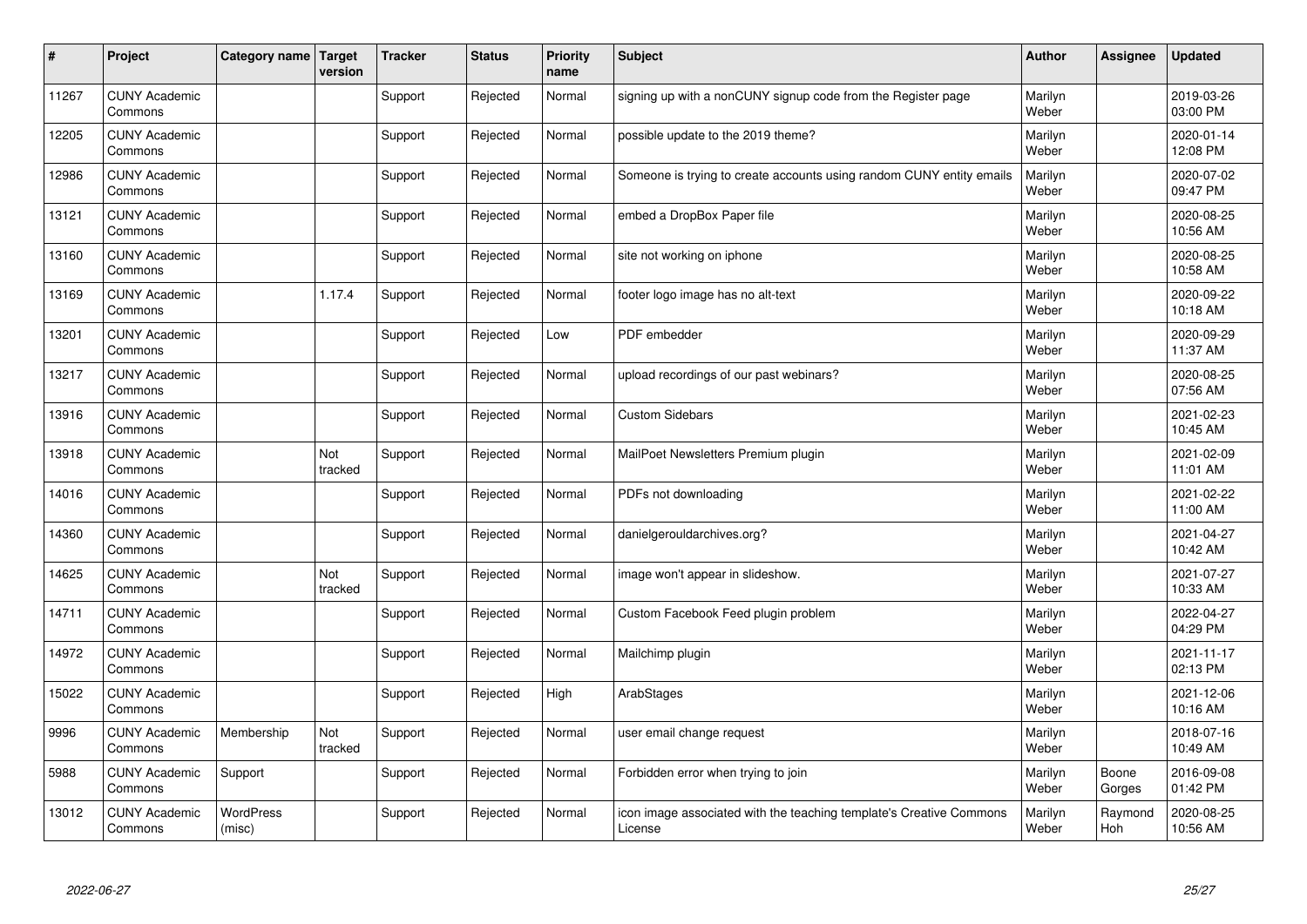| # | Project | Category name | Target version | Tracker | Status | Priority name | Subject | Author | Assignee | Updated |
|---|---|---|---|---|---|---|---|---|---|---|
| 11267 | CUNY Academic Commons | | | Support | Rejected | Normal | signing up with a nonCUNY signup code from the Register page | Marilyn Weber | | 2019-03-26 03:00 PM |
| 12205 | CUNY Academic Commons | | | Support | Rejected | Normal | possible update to the 2019 theme? | Marilyn Weber | | 2020-01-14 12:08 PM |
| 12986 | CUNY Academic Commons | | | Support | Rejected | Normal | Someone is trying to create accounts using random CUNY entity emails | Marilyn Weber | | 2020-07-02 09:47 PM |
| 13121 | CUNY Academic Commons | | | Support | Rejected | Normal | embed a DropBox Paper file | Marilyn Weber | | 2020-08-25 10:56 AM |
| 13160 | CUNY Academic Commons | | | Support | Rejected | Normal | site not working on iphone | Marilyn Weber | | 2020-08-25 10:58 AM |
| 13169 | CUNY Academic Commons | | 1.17.4 | Support | Rejected | Normal | footer logo image has no alt-text | Marilyn Weber | | 2020-09-22 10:18 AM |
| 13201 | CUNY Academic Commons | | | Support | Rejected | Low | PDF embedder | Marilyn Weber | | 2020-09-29 11:37 AM |
| 13217 | CUNY Academic Commons | | | Support | Rejected | Normal | upload recordings of our past webinars? | Marilyn Weber | | 2020-08-25 07:56 AM |
| 13916 | CUNY Academic Commons | | | Support | Rejected | Normal | Custom Sidebars | Marilyn Weber | | 2021-02-23 10:45 AM |
| 13918 | CUNY Academic Commons | | Not tracked | Support | Rejected | Normal | MailPoet Newsletters Premium plugin | Marilyn Weber | | 2021-02-09 11:01 AM |
| 14016 | CUNY Academic Commons | | | Support | Rejected | Normal | PDFs not downloading | Marilyn Weber | | 2021-02-22 11:00 AM |
| 14360 | CUNY Academic Commons | | | Support | Rejected | Normal | danielgerouldarchives.org? | Marilyn Weber | | 2021-04-27 10:42 AM |
| 14625 | CUNY Academic Commons | | Not tracked | Support | Rejected | Normal | image won't appear in slideshow. | Marilyn Weber | | 2021-07-27 10:33 AM |
| 14711 | CUNY Academic Commons | | | Support | Rejected | Normal | Custom Facebook Feed plugin problem | Marilyn Weber | | 2022-04-27 04:29 PM |
| 14972 | CUNY Academic Commons | | | Support | Rejected | Normal | Mailchimp plugin | Marilyn Weber | | 2021-11-17 02:13 PM |
| 15022 | CUNY Academic Commons | | | Support | Rejected | High | ArabStages | Marilyn Weber | | 2021-12-06 10:16 AM |
| 9996 | CUNY Academic Commons | Membership | Not tracked | Support | Rejected | Normal | user email change request | Marilyn Weber | | 2018-07-16 10:49 AM |
| 5988 | CUNY Academic Commons | Support | | Support | Rejected | Normal | Forbidden error when trying to join | Marilyn Weber | Boone Gorges | 2016-09-08 01:42 PM |
| 13012 | CUNY Academic Commons | WordPress (misc) | | Support | Rejected | Normal | icon image associated with the teaching template's Creative Commons License | Marilyn Weber | Raymond Hoh | 2020-08-25 10:56 AM |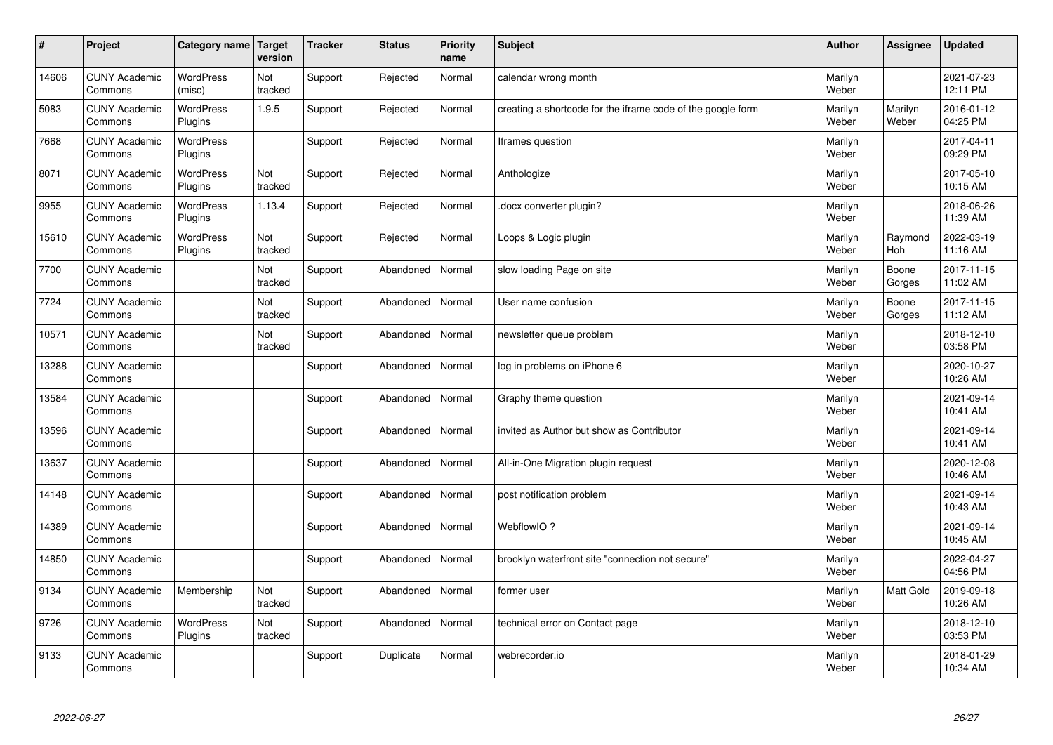| # | Project | Category name | Target version | Tracker | Status | Priority name | Subject | Author | Assignee | Updated |
|---|---|---|---|---|---|---|---|---|---|---|
| 14606 | CUNY Academic Commons | WordPress (misc) | Not tracked | Support | Rejected | Normal | calendar wrong month | Marilyn Weber | | 2021-07-23 12:11 PM |
| 5083 | CUNY Academic Commons | WordPress Plugins | 1.9.5 | Support | Rejected | Normal | creating a shortcode for the iframe code of the google form | Marilyn Weber | Marilyn Weber | 2016-01-12 04:25 PM |
| 7668 | CUNY Academic Commons | WordPress Plugins | | Support | Rejected | Normal | Iframes question | Marilyn Weber | | 2017-04-11 09:29 PM |
| 8071 | CUNY Academic Commons | WordPress Plugins | Not tracked | Support | Rejected | Normal | Anthologize | Marilyn Weber | | 2017-05-10 10:15 AM |
| 9955 | CUNY Academic Commons | WordPress Plugins | 1.13.4 | Support | Rejected | Normal | .docx converter plugin? | Marilyn Weber | | 2018-06-26 11:39 AM |
| 15610 | CUNY Academic Commons | WordPress Plugins | Not tracked | Support | Rejected | Normal | Loops & Logic plugin | Marilyn Weber | Raymond Hoh | 2022-03-19 11:16 AM |
| 7700 | CUNY Academic Commons | | Not tracked | Support | Abandoned | Normal | slow loading Page on site | Marilyn Weber | Boone Gorges | 2017-11-15 11:02 AM |
| 7724 | CUNY Academic Commons | | Not tracked | Support | Abandoned | Normal | User name confusion | Marilyn Weber | Boone Gorges | 2017-11-15 11:12 AM |
| 10571 | CUNY Academic Commons | | Not tracked | Support | Abandoned | Normal | newsletter queue problem | Marilyn Weber | | 2018-12-10 03:58 PM |
| 13288 | CUNY Academic Commons | | | Support | Abandoned | Normal | log in problems on iPhone 6 | Marilyn Weber | | 2020-10-27 10:26 AM |
| 13584 | CUNY Academic Commons | | | Support | Abandoned | Normal | Graphy theme question | Marilyn Weber | | 2021-09-14 10:41 AM |
| 13596 | CUNY Academic Commons | | | Support | Abandoned | Normal | invited as Author but show as Contributor | Marilyn Weber | | 2021-09-14 10:41 AM |
| 13637 | CUNY Academic Commons | | | Support | Abandoned | Normal | All-in-One Migration plugin request | Marilyn Weber | | 2020-12-08 10:46 AM |
| 14148 | CUNY Academic Commons | | | Support | Abandoned | Normal | post notification problem | Marilyn Weber | | 2021-09-14 10:43 AM |
| 14389 | CUNY Academic Commons | | | Support | Abandoned | Normal | WebflowIO ? | Marilyn Weber | | 2021-09-14 10:45 AM |
| 14850 | CUNY Academic Commons | | | Support | Abandoned | Normal | brooklyn waterfront site "connection not secure" | Marilyn Weber | | 2022-04-27 04:56 PM |
| 9134 | CUNY Academic Commons | Membership | Not tracked | Support | Abandoned | Normal | former user | Marilyn Weber | Matt Gold | 2019-09-18 10:26 AM |
| 9726 | CUNY Academic Commons | WordPress Plugins | Not tracked | Support | Abandoned | Normal | technical error on Contact page | Marilyn Weber | | 2018-12-10 03:53 PM |
| 9133 | CUNY Academic Commons | | | Support | Duplicate | Normal | webrecorder.io | Marilyn Weber | | 2018-01-29 10:34 AM |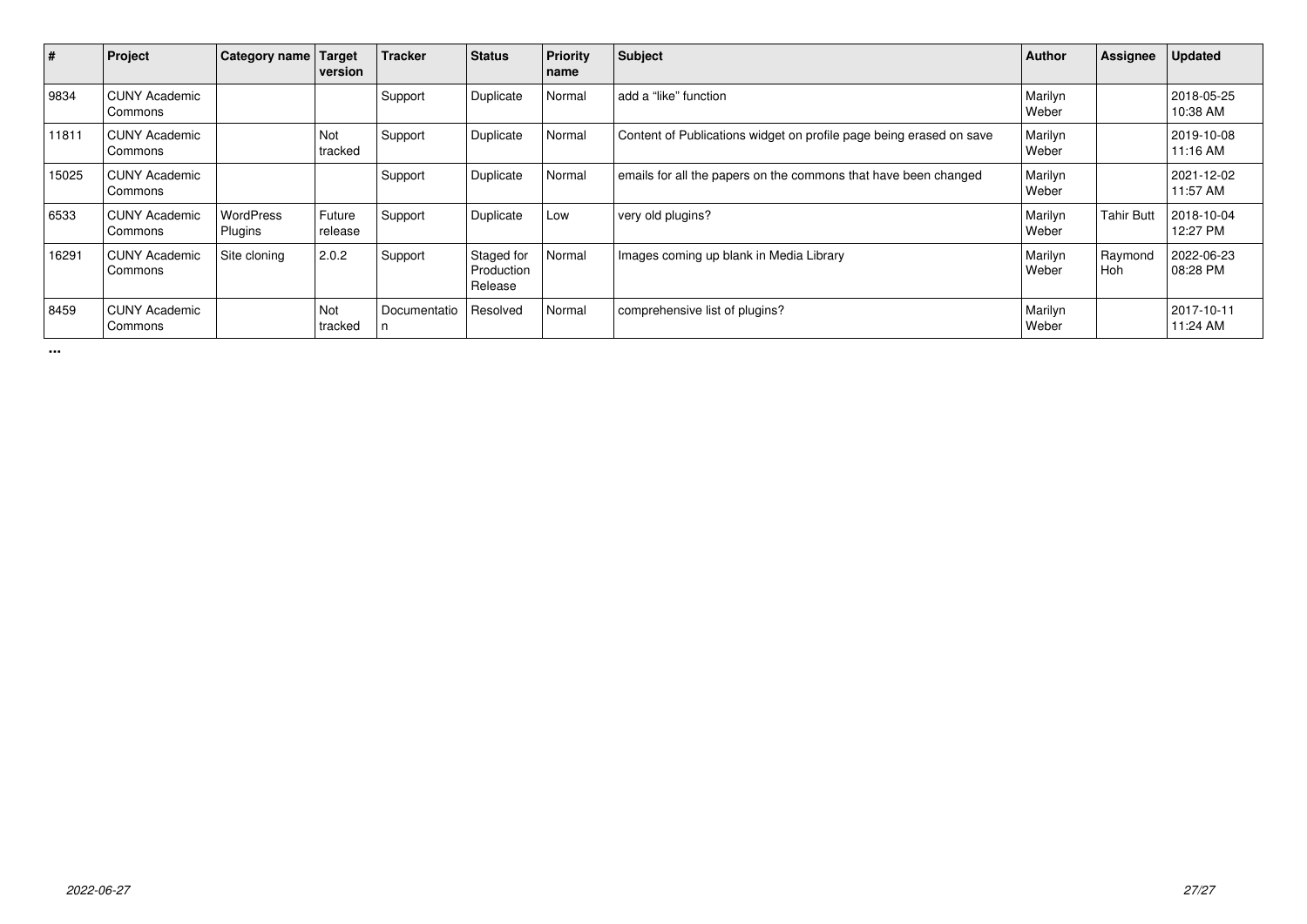| # | Project | Category name | Target version | Tracker | Status | Priority name | Subject | Author | Assignee | Updated |
|---|---|---|---|---|---|---|---|---|---|---|
| 9834 | CUNY Academic Commons | | | Support | Duplicate | Normal | add a “like” function | Marilyn Weber | | 2018-05-25 10:38 AM |
| 11811 | CUNY Academic Commons | | Not tracked | Support | Duplicate | Normal | Content of Publications widget on profile page being erased on save | Marilyn Weber | | 2019-10-08 11:16 AM |
| 15025 | CUNY Academic Commons | | | Support | Duplicate | Normal | emails for all the papers on the commons that have been changed | Marilyn Weber | | 2021-12-02 11:57 AM |
| 6533 | CUNY Academic Commons | WordPress Plugins | Future release | Support | Duplicate | Low | very old plugins? | Marilyn Weber | Tahir Butt | 2018-10-04 12:27 PM |
| 16291 | CUNY Academic Commons | Site cloning | 2.0.2 | Support | Staged for Production Release | Normal | Images coming up blank in Media Library | Marilyn Weber | Raymond Hoh | 2022-06-23 08:28 PM |
| 8459 | CUNY Academic Commons | | Not tracked | Documentation | Resolved | Normal | comprehensive list of plugins? | Marilyn Weber | | 2017-10-11 11:24 AM |

...